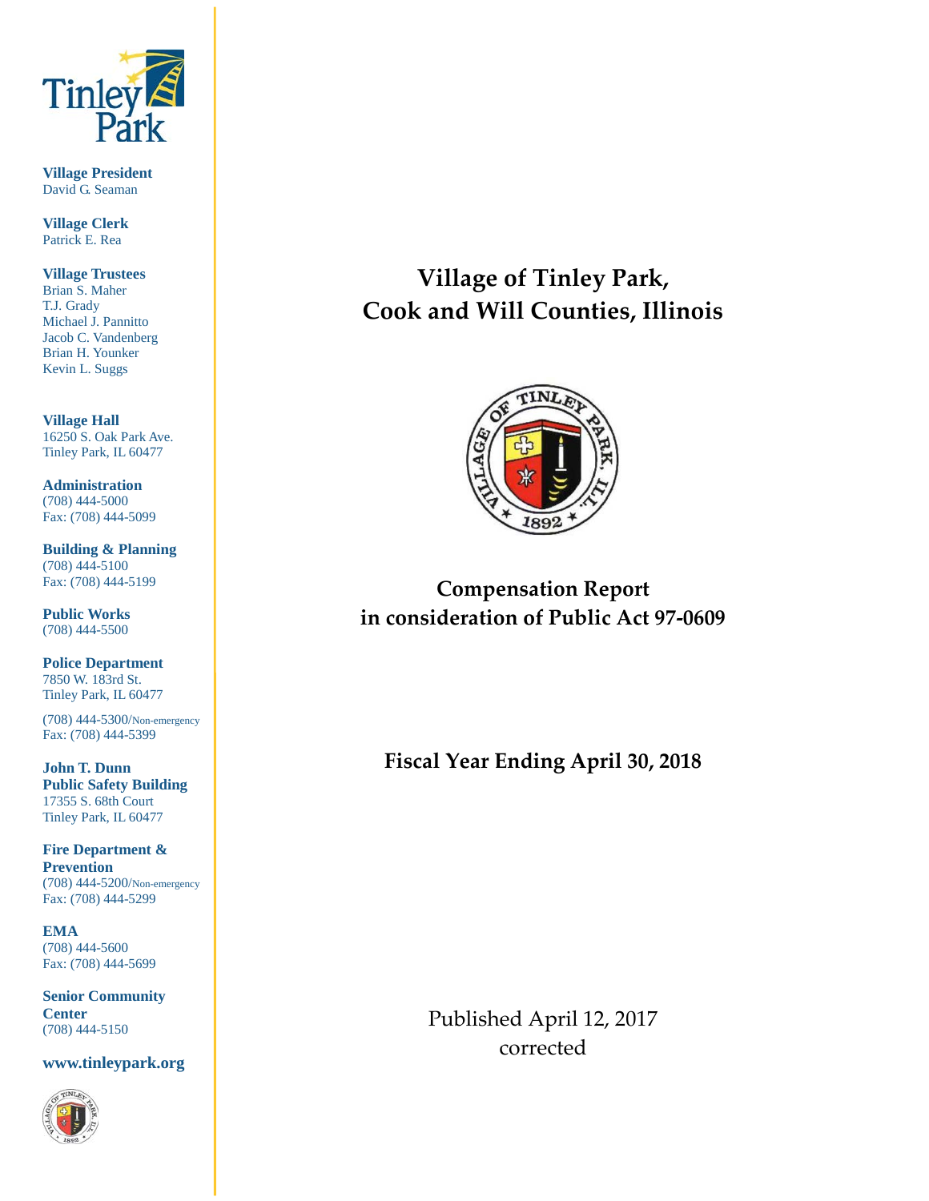**Village President**
David G. Seaman

**Village Clerk**
Patrick E. Rea

**Village Trustees**
Brian S. Maher
T.J. Grady
Michael J. Pannitto
Jacob C. Vandenberg
Brian H. Younker
Kevin L. Suggs

**Village Hall**
16250 S. Oak Park Ave.
Tinley Park, IL 60477

**Administration**
(708) 444-5000
Fax: (708) 444-5099

**Building & Planning**
(708) 444-5100
Fax: (708) 444-5199

**Public Works**
(708) 444-5500

**Police Department**
7850 W. 183rd St.
Tinley Park, IL 60477

(708) 444-5300/Non-emergency
Fax: (708) 444-5399

**John T. Dunn Public Safety Building**
17355 S. 68th Court
Tinley Park, IL 60477

**Fire Department & Prevention**
(708) 444-5200/Non-emergency
Fax: (708) 444-5299

**EMA**
(708) 444-5600
Fax: (708) 444-5699

**Senior Community Center**
(708) 444-5150

**www.tinleypark.org**

# Village of Tinley Park, Cook and Will Counties, Illinois

## Compensation Report in consideration of Public Act 97-0609

## Fiscal Year Ending April 30, 2018

Published April 12, 2017
corrected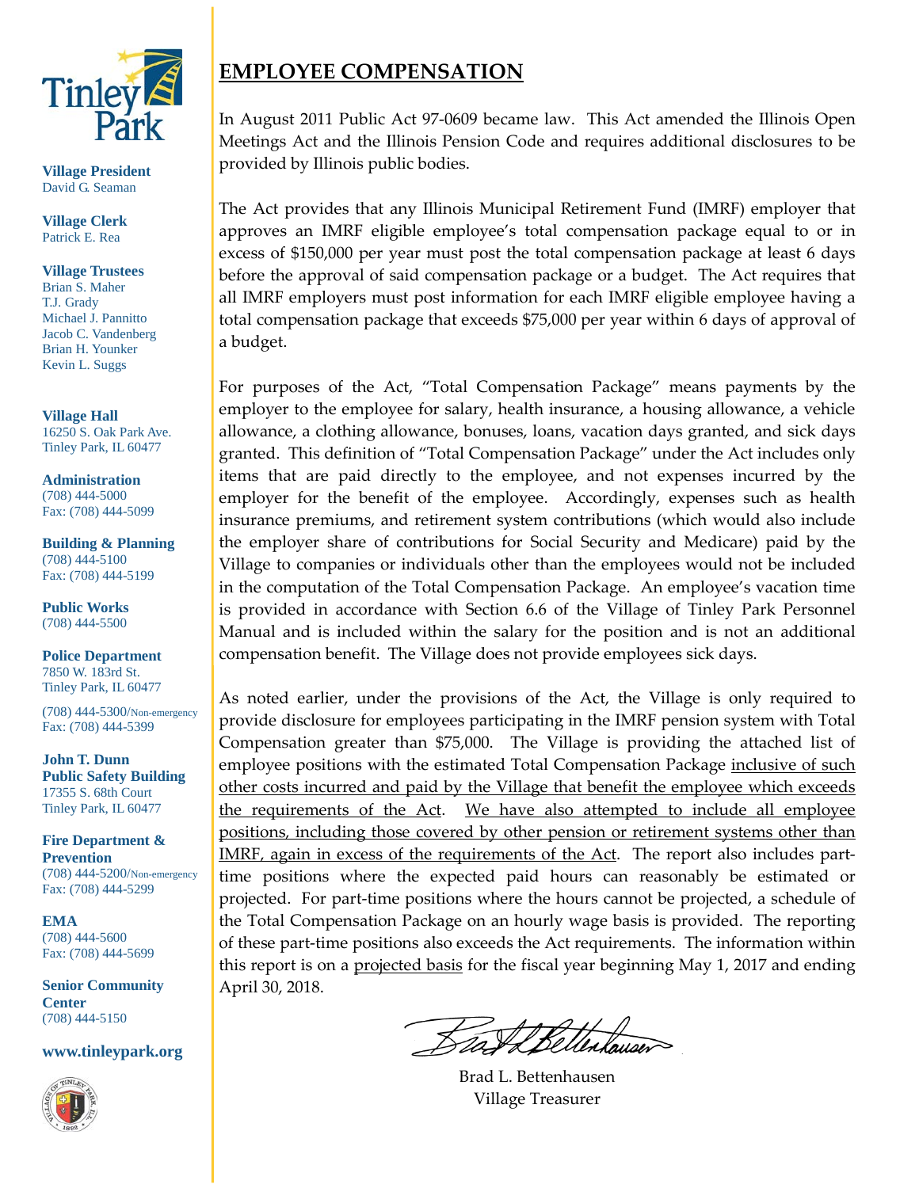Village President
David G. Seaman

Village Clerk
Patrick E. Rea

Village Trustees
Brian S. Maher
T.J. Grady
Michael J. Pannitto
Jacob C. Vandenberg
Brian H. Younker
Kevin L. Suggs

Village Hall
16250 S. Oak Park Ave.
Tinley Park, IL 60477

Administration
(708) 444-5000
Fax: (708) 444-5099

Building & Planning
(708) 444-5100
Fax: (708) 444-5199

Public Works
(708) 444-5500

Police Department
7850 W. 183rd St.
Tinley Park, IL 60477

(708) 444-5300/Non-emergency
Fax: (708) 444-5399

John T. Dunn Public Safety Building
17355 S. 68th Court
Tinley Park, IL 60477

Fire Department & Prevention
(708) 444-5200/Non-emergency
Fax: (708) 444-5299

EMA
(708) 444-5600
Fax: (708) 444-5699

Senior Community Center
(708) 444-5150

www.tinleypark.org

## EMPLOYEE COMPENSATION

In August 2011 Public Act 97-0609 became law. This Act amended the Illinois Open Meetings Act and the Illinois Pension Code and requires additional disclosures to be provided by Illinois public bodies.

The Act provides that any Illinois Municipal Retirement Fund (IMRF) employer that approves an IMRF eligible employee's total compensation package equal to or in excess of $150,000 per year must post the total compensation package at least 6 days before the approval of said compensation package or a budget. The Act requires that all IMRF employers must post information for each IMRF eligible employee having a total compensation package that exceeds $75,000 per year within 6 days of approval of a budget.

For purposes of the Act, "Total Compensation Package" means payments by the employer to the employee for salary, health insurance, a housing allowance, a vehicle allowance, a clothing allowance, bonuses, loans, vacation days granted, and sick days granted. This definition of "Total Compensation Package" under the Act includes only items that are paid directly to the employee, and not expenses incurred by the employer for the benefit of the employee. Accordingly, expenses such as health insurance premiums, and retirement system contributions (which would also include the employer share of contributions for Social Security and Medicare) paid by the Village to companies or individuals other than the employees would not be included in the computation of the Total Compensation Package. An employee's vacation time is provided in accordance with Section 6.6 of the Village of Tinley Park Personnel Manual and is included within the salary for the position and is not an additional compensation benefit. The Village does not provide employees sick days.

As noted earlier, under the provisions of the Act, the Village is only required to provide disclosure for employees participating in the IMRF pension system with Total Compensation greater than $75,000. The Village is providing the attached list of employee positions with the estimated Total Compensation Package inclusive of such other costs incurred and paid by the Village that benefit the employee which exceeds the requirements of the Act. We have also attempted to include all employee positions, including those covered by other pension or retirement systems other than IMRF, again in excess of the requirements of the Act. The report also includes part-time positions where the expected paid hours can reasonably be estimated or projected. For part-time positions where the hours cannot be projected, a schedule of the Total Compensation Package on an hourly wage basis is provided. The reporting of these part-time positions also exceeds the Act requirements. The information within this report is on a projected basis for the fiscal year beginning May 1, 2017 and ending April 30, 2018.

Brad L. Bettenhausen
Village Treasurer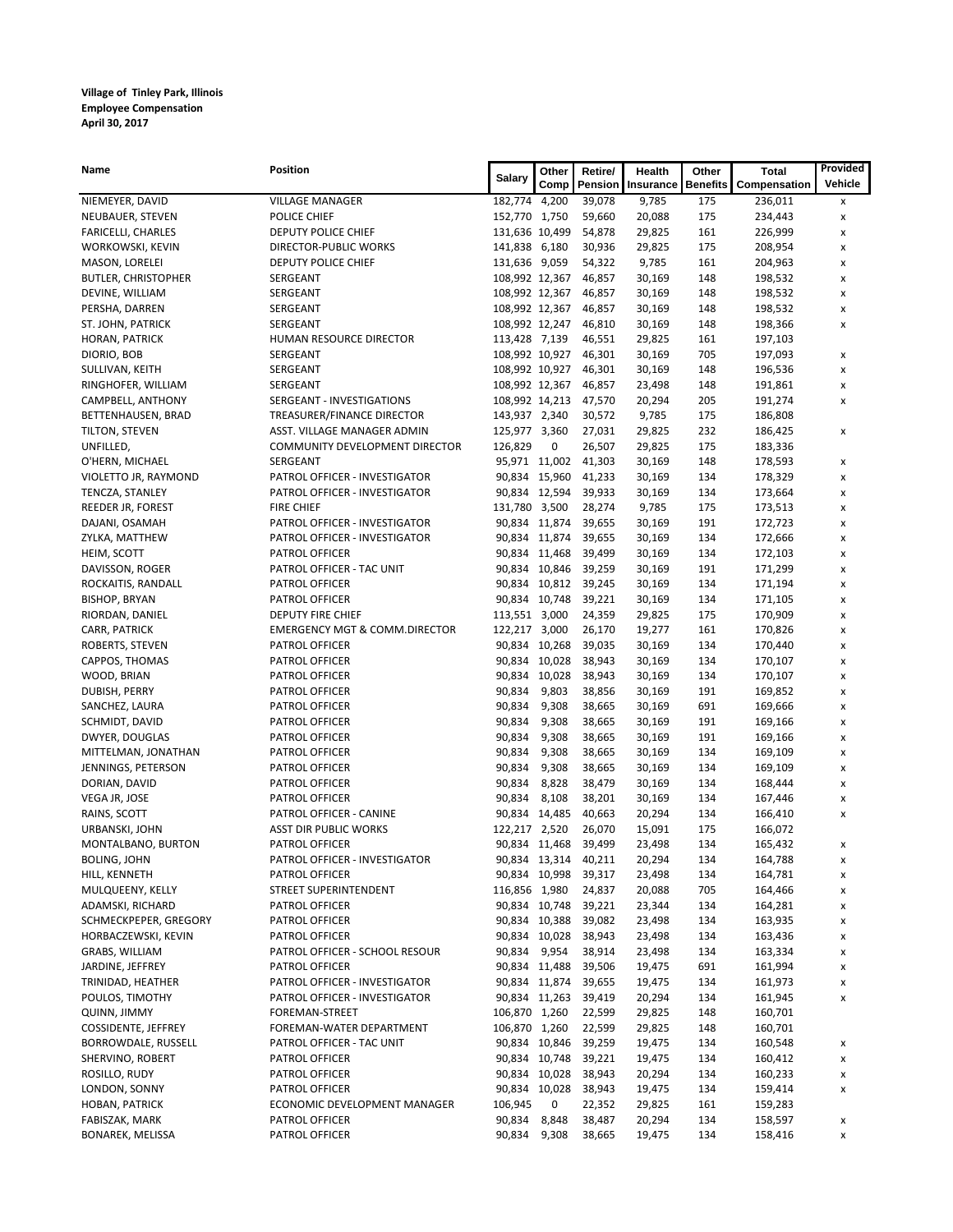**Village of Tinley Park, Illinois**
**Employee Compensation**
**April 30, 2017**

| Name | Position | Salary | Other Comp | Retire/ Pension | Health Insurance | Other Benefits | Total Compensation | Provided Vehicle |
|---|---|---|---|---|---|---|---|---|
| NIEMEYER, DAVID | VILLAGE MANAGER | 182,774 | 4,200 | 39,078 | 9,785 | 175 | 236,011 | x |
| NEUBAUER, STEVEN | POLICE CHIEF | 152,770 | 1,750 | 59,660 | 20,088 | 175 | 234,443 | x |
| FARICELLI, CHARLES | DEPUTY POLICE CHIEF | 131,636 | 10,499 | 54,878 | 29,825 | 161 | 226,999 | x |
| WORKOWSKI, KEVIN | DIRECTOR-PUBLIC WORKS | 141,838 | 6,180 | 30,936 | 29,825 | 175 | 208,954 | x |
| MASON, LORELEI | DEPUTY POLICE CHIEF | 131,636 | 9,059 | 54,322 | 9,785 | 161 | 204,963 | x |
| BUTLER, CHRISTOPHER | SERGEANT | 108,992 | 12,367 | 46,857 | 30,169 | 148 | 198,532 | x |
| DEVINE, WILLIAM | SERGEANT | 108,992 | 12,367 | 46,857 | 30,169 | 148 | 198,532 | x |
| PERSHA, DARREN | SERGEANT | 108,992 | 12,367 | 46,857 | 30,169 | 148 | 198,532 | x |
| ST. JOHN, PATRICK | SERGEANT | 108,992 | 12,247 | 46,810 | 30,169 | 148 | 198,366 | x |
| HORAN, PATRICK | HUMAN RESOURCE DIRECTOR | 113,428 | 7,139 | 46,551 | 29,825 | 161 | 197,103 | |
| DIORIO, BOB | SERGEANT | 108,992 | 10,927 | 46,301 | 30,169 | 705 | 197,093 | x |
| SULLIVAN, KEITH | SERGEANT | 108,992 | 10,927 | 46,301 | 30,169 | 148 | 196,536 | x |
| RINGHOFER, WILLIAM | SERGEANT | 108,992 | 12,367 | 46,857 | 23,498 | 148 | 191,861 | x |
| CAMPBELL, ANTHONY | SERGEANT - INVESTIGATIONS | 108,992 | 14,213 | 47,570 | 20,294 | 205 | 191,274 | x |
| BETTENHAUSEN, BRAD | TREASURER/FINANCE DIRECTOR | 143,937 | 2,340 | 30,572 | 9,785 | 175 | 186,808 | |
| TILTON, STEVEN | ASST. VILLAGE MANAGER ADMIN | 125,977 | 3,360 | 27,031 | 29,825 | 232 | 186,425 | x |
| UNFILLED, | COMMUNITY DEVELOPMENT DIRECTOR | 126,829 | 0 | 26,507 | 29,825 | 175 | 183,336 | |
| O'HERN, MICHAEL | SERGEANT | 95,971 | 11,002 | 41,303 | 30,169 | 148 | 178,593 | x |
| VIOLETTO JR, RAYMOND | PATROL OFFICER - INVESTIGATOR | 90,834 | 15,960 | 41,233 | 30,169 | 134 | 178,329 | x |
| TENCZA, STANLEY | PATROL OFFICER - INVESTIGATOR | 90,834 | 12,594 | 39,933 | 30,169 | 134 | 173,664 | x |
| REEDER JR, FOREST | FIRE CHIEF | 131,780 | 3,500 | 28,274 | 9,785 | 175 | 173,513 | x |
| DAJANI, OSAMAH | PATROL OFFICER - INVESTIGATOR | 90,834 | 11,874 | 39,655 | 30,169 | 191 | 172,723 | x |
| ZYLKA, MATTHEW | PATROL OFFICER - INVESTIGATOR | 90,834 | 11,874 | 39,655 | 30,169 | 134 | 172,666 | x |
| HEIM, SCOTT | PATROL OFFICER | 90,834 | 11,468 | 39,499 | 30,169 | 134 | 172,103 | x |
| DAVISSON, ROGER | PATROL OFFICER - TAC UNIT | 90,834 | 10,846 | 39,259 | 30,169 | 191 | 171,299 | x |
| ROCKAITIS, RANDALL | PATROL OFFICER | 90,834 | 10,812 | 39,245 | 30,169 | 134 | 171,194 | x |
| BISHOP, BRYAN | PATROL OFFICER | 90,834 | 10,748 | 39,221 | 30,169 | 134 | 171,105 | x |
| RIORDAN, DANIEL | DEPUTY FIRE CHIEF | 113,551 | 3,000 | 24,359 | 29,825 | 175 | 170,909 | x |
| CARR, PATRICK | EMERGENCY MGT & COMM.DIRECTOR | 122,217 | 3,000 | 26,170 | 19,277 | 161 | 170,826 | x |
| ROBERTS, STEVEN | PATROL OFFICER | 90,834 | 10,268 | 39,035 | 30,169 | 134 | 170,440 | x |
| CAPPOS, THOMAS | PATROL OFFICER | 90,834 | 10,028 | 38,943 | 30,169 | 134 | 170,107 | x |
| WOOD, BRIAN | PATROL OFFICER | 90,834 | 10,028 | 38,943 | 30,169 | 134 | 170,107 | x |
| DUBISH, PERRY | PATROL OFFICER | 90,834 | 9,803 | 38,856 | 30,169 | 191 | 169,852 | x |
| SANCHEZ, LAURA | PATROL OFFICER | 90,834 | 9,308 | 38,665 | 30,169 | 691 | 169,666 | x |
| SCHMIDT, DAVID | PATROL OFFICER | 90,834 | 9,308 | 38,665 | 30,169 | 191 | 169,166 | x |
| DWYER, DOUGLAS | PATROL OFFICER | 90,834 | 9,308 | 38,665 | 30,169 | 191 | 169,166 | x |
| MITTELMAN, JONATHAN | PATROL OFFICER | 90,834 | 9,308 | 38,665 | 30,169 | 134 | 169,109 | x |
| JENNINGS, PETERSON | PATROL OFFICER | 90,834 | 9,308 | 38,665 | 30,169 | 134 | 169,109 | x |
| DORIAN, DAVID | PATROL OFFICER | 90,834 | 8,828 | 38,479 | 30,169 | 134 | 168,444 | x |
| VEGA JR, JOSE | PATROL OFFICER | 90,834 | 8,108 | 38,201 | 30,169 | 134 | 167,446 | x |
| RAINS, SCOTT | PATROL OFFICER - CANINE | 90,834 | 14,485 | 40,663 | 20,294 | 134 | 166,410 | x |
| URBANSKI, JOHN | ASST DIR PUBLIC WORKS | 122,217 | 2,520 | 26,070 | 15,091 | 175 | 166,072 | |
| MONTALBANO, BURTON | PATROL OFFICER | 90,834 | 11,468 | 39,499 | 23,498 | 134 | 165,432 | x |
| BOLING, JOHN | PATROL OFFICER - INVESTIGATOR | 90,834 | 13,314 | 40,211 | 20,294 | 134 | 164,788 | x |
| HILL, KENNETH | PATROL OFFICER | 90,834 | 10,998 | 39,317 | 23,498 | 134 | 164,781 | x |
| MULQUEENY, KELLY | STREET SUPERINTENDENT | 116,856 | 1,980 | 24,837 | 20,088 | 705 | 164,466 | x |
| ADAMSKI, RICHARD | PATROL OFFICER | 90,834 | 10,748 | 39,221 | 23,344 | 134 | 164,281 | x |
| SCHMECKPEPER, GREGORY | PATROL OFFICER | 90,834 | 10,388 | 39,082 | 23,498 | 134 | 163,935 | x |
| HORBACZEWSKI, KEVIN | PATROL OFFICER | 90,834 | 10,028 | 38,943 | 23,498 | 134 | 163,436 | x |
| GRABS, WILLIAM | PATROL OFFICER - SCHOOL RESOUR | 90,834 | 9,954 | 38,914 | 23,498 | 134 | 163,334 | x |
| JARDINE, JEFFREY | PATROL OFFICER | 90,834 | 11,488 | 39,506 | 19,475 | 691 | 161,994 | x |
| TRINIDAD, HEATHER | PATROL OFFICER - INVESTIGATOR | 90,834 | 11,874 | 39,655 | 19,475 | 134 | 161,973 | x |
| POULOS, TIMOTHY | PATROL OFFICER - INVESTIGATOR | 90,834 | 11,263 | 39,419 | 20,294 | 134 | 161,945 | x |
| QUINN, JIMMY | FOREMAN-STREET | 106,870 | 1,260 | 22,599 | 29,825 | 148 | 160,701 | |
| COSSIDENTE, JEFFREY | FOREMAN-WATER DEPARTMENT | 106,870 | 1,260 | 22,599 | 29,825 | 148 | 160,701 | |
| BORROWDALE, RUSSELL | PATROL OFFICER - TAC UNIT | 90,834 | 10,846 | 39,259 | 19,475 | 134 | 160,548 | x |
| SHERVINO, ROBERT | PATROL OFFICER | 90,834 | 10,748 | 39,221 | 19,475 | 134 | 160,412 | x |
| ROSILLO, RUDY | PATROL OFFICER | 90,834 | 10,028 | 38,943 | 20,294 | 134 | 160,233 | x |
| LONDON, SONNY | PATROL OFFICER | 90,834 | 10,028 | 38,943 | 19,475 | 134 | 159,414 | x |
| HOBAN, PATRICK | ECONOMIC DEVELOPMENT MANAGER | 106,945 | 0 | 22,352 | 29,825 | 161 | 159,283 | |
| FABISZAK, MARK | PATROL OFFICER | 90,834 | 8,848 | 38,487 | 20,294 | 134 | 158,597 | x |
| BONAREK, MELISSA | PATROL OFFICER | 90,834 | 9,308 | 38,665 | 19,475 | 134 | 158,416 | x |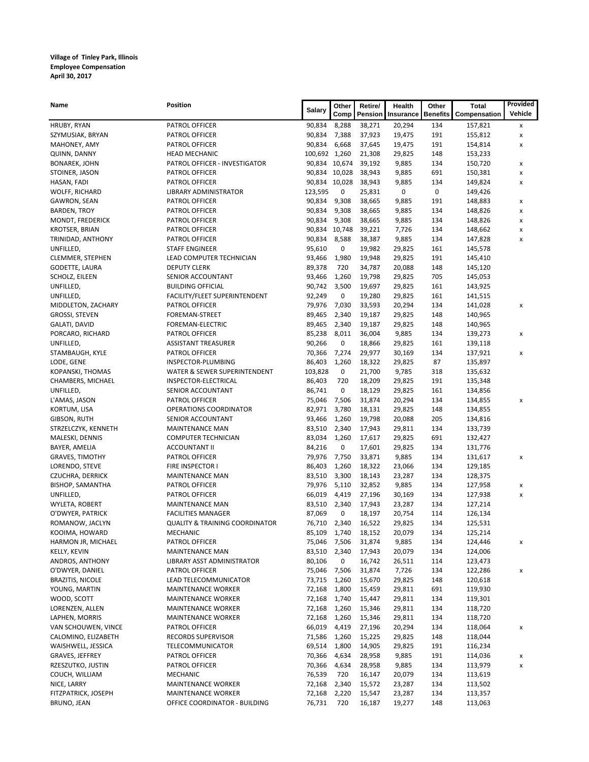**Village of Tinley Park, Illinois**
**Employee Compensation**
**April 30, 2017**

| Name | Position | Salary | Other Comp | Retire/ Pension | Health Insurance | Other Benefits | Total Compensation | Provided Vehicle |
|---|---|---|---|---|---|---|---|---|
| HRUBY, RYAN | PATROL OFFICER | 90,834 | 8,288 | 38,271 | 20,294 | 134 | 157,821 | x |
| SZYMUSIAK, BRYAN | PATROL OFFICER | 90,834 | 7,388 | 37,923 | 19,475 | 191 | 155,812 | x |
| MAHONEY, AMY | PATROL OFFICER | 90,834 | 6,668 | 37,645 | 19,475 | 191 | 154,814 | x |
| QUINN, DANNY | HEAD MECHANIC | 100,692 | 1,260 | 21,308 | 29,825 | 148 | 153,233 | |
| BONAREK, JOHN | PATROL OFFICER - INVESTIGATOR | 90,834 | 10,674 | 39,192 | 9,885 | 134 | 150,720 | x |
| STOINER, JASON | PATROL OFFICER | 90,834 | 10,028 | 38,943 | 9,885 | 691 | 150,381 | x |
| HASAN, FADI | PATROL OFFICER | 90,834 | 10,028 | 38,943 | 9,885 | 134 | 149,824 | x |
| WOLFF, RICHARD | LIBRARY ADMINISTRATOR | 123,595 | 0 | 25,831 | 0 | 0 | 149,426 | |
| GAWRON, SEAN | PATROL OFFICER | 90,834 | 9,308 | 38,665 | 9,885 | 191 | 148,883 | x |
| BARDEN, TROY | PATROL OFFICER | 90,834 | 9,308 | 38,665 | 9,885 | 134 | 148,826 | x |
| MONDT, FREDERICK | PATROL OFFICER | 90,834 | 9,308 | 38,665 | 9,885 | 134 | 148,826 | x |
| KROTSER, BRIAN | PATROL OFFICER | 90,834 | 10,748 | 39,221 | 7,726 | 134 | 148,662 | x |
| TRINIDAD, ANTHONY | PATROL OFFICER | 90,834 | 8,588 | 38,387 | 9,885 | 134 | 147,828 | x |
| UNFILLED, | STAFF ENGINEER | 95,610 | 0 | 19,982 | 29,825 | 161 | 145,578 | |
| CLEMMER, STEPHEN | LEAD COMPUTER TECHNICIAN | 93,466 | 1,980 | 19,948 | 29,825 | 191 | 145,410 | |
| GODETTE, LAURA | DEPUTY CLERK | 89,378 | 720 | 34,787 | 20,088 | 148 | 145,120 | |
| SCHOLZ, EILEEN | SENIOR ACCOUNTANT | 93,466 | 1,260 | 19,798 | 29,825 | 705 | 145,053 | |
| UNFILLED, | BUILDING OFFICIAL | 90,742 | 3,500 | 19,697 | 29,825 | 161 | 143,925 | |
| UNFILLED, | FACILITY/FLEET SUPERINTENDENT | 92,249 | 0 | 19,280 | 29,825 | 161 | 141,515 | |
| MIDDLETON, ZACHARY | PATROL OFFICER | 79,976 | 7,030 | 33,593 | 20,294 | 134 | 141,028 | x |
| GROSSI, STEVEN | FOREMAN-STREET | 89,465 | 2,340 | 19,187 | 29,825 | 148 | 140,965 | |
| GALATI, DAVID | FOREMAN-ELECTRIC | 89,465 | 2,340 | 19,187 | 29,825 | 148 | 140,965 | |
| PORCARO, RICHARD | PATROL OFFICER | 85,238 | 8,011 | 36,004 | 9,885 | 134 | 139,273 | x |
| UNFILLED, | ASSISTANT TREASURER | 90,266 | 0 | 18,866 | 29,825 | 161 | 139,118 | |
| STAMBAUGH, KYLE | PATROL OFFICER | 70,366 | 7,274 | 29,977 | 30,169 | 134 | 137,921 | x |
| LODE, GENE | INSPECTOR-PLUMBING | 86,403 | 1,260 | 18,322 | 29,825 | 87 | 135,897 | |
| KOPANSKI, THOMAS | WATER & SEWER SUPERINTENDENT | 103,828 | 0 | 21,700 | 9,785 | 318 | 135,632 | |
| CHAMBERS, MICHAEL | INSPECTOR-ELECTRICAL | 86,403 | 720 | 18,209 | 29,825 | 191 | 135,348 | |
| UNFILLED, | SENIOR ACCOUNTANT | 86,741 | 0 | 18,129 | 29,825 | 161 | 134,856 | |
| L'AMAS, JASON | PATROL OFFICER | 75,046 | 7,506 | 31,874 | 20,294 | 134 | 134,855 | x |
| KORTUM, LISA | OPERATIONS COORDINATOR | 82,971 | 3,780 | 18,131 | 29,825 | 148 | 134,855 | |
| GIBSON, RUTH | SENIOR ACCOUNTANT | 93,466 | 1,260 | 19,798 | 20,088 | 205 | 134,816 | |
| STRZELCZYK, KENNETH | MAINTENANCE MAN | 83,510 | 2,340 | 17,943 | 29,811 | 134 | 133,739 | |
| MALESKI, DENNIS | COMPUTER TECHNICIAN | 83,034 | 1,260 | 17,617 | 29,825 | 691 | 132,427 | |
| BAYER, AMELIA | ACCOUNTANT II | 84,216 | 0 | 17,601 | 29,825 | 134 | 131,776 | |
| GRAVES, TIMOTHY | PATROL OFFICER | 79,976 | 7,750 | 33,871 | 9,885 | 134 | 131,617 | x |
| LORENDO, STEVE | FIRE INSPECTOR I | 86,403 | 1,260 | 18,322 | 23,066 | 134 | 129,185 | |
| CZUCHRA, DERRICK | MAINTENANCE MAN | 83,510 | 3,300 | 18,143 | 23,287 | 134 | 128,375 | |
| BISHOP, SAMANTHA | PATROL OFFICER | 79,976 | 5,110 | 32,852 | 9,885 | 134 | 127,958 | x |
| UNFILLED, | PATROL OFFICER | 66,019 | 4,419 | 27,196 | 30,169 | 134 | 127,938 | x |
| WYLETA, ROBERT | MAINTENANCE MAN | 83,510 | 2,340 | 17,943 | 23,287 | 134 | 127,214 | |
| O'DWYER, PATRICK | FACILITIES MANAGER | 87,069 | 0 | 18,197 | 20,754 | 114 | 126,134 | |
| ROMANOW, JACLYN | QUALITY & TRAINING COORDINATOR | 76,710 | 2,340 | 16,522 | 29,825 | 134 | 125,531 | |
| KOOIMA, HOWARD | MECHANIC | 85,109 | 1,740 | 18,152 | 20,079 | 134 | 125,214 | |
| HARMON JR, MICHAEL | PATROL OFFICER | 75,046 | 7,506 | 31,874 | 9,885 | 134 | 124,446 | x |
| KELLY, KEVIN | MAINTENANCE MAN | 83,510 | 2,340 | 17,943 | 20,079 | 134 | 124,006 | |
| ANDROS, ANTHONY | LIBRARY ASST ADMINISTRATOR | 80,106 | 0 | 16,742 | 26,511 | 114 | 123,473 | |
| O'DWYER, DANIEL | PATROL OFFICER | 75,046 | 7,506 | 31,874 | 7,726 | 134 | 122,286 | x |
| BRAZITIS, NICOLE | LEAD TELECOMMUNICATOR | 73,715 | 1,260 | 15,670 | 29,825 | 148 | 120,618 | |
| YOUNG, MARTIN | MAINTENANCE WORKER | 72,168 | 1,800 | 15,459 | 29,811 | 691 | 119,930 | |
| WOOD, SCOTT | MAINTENANCE WORKER | 72,168 | 1,740 | 15,447 | 29,811 | 134 | 119,301 | |
| LORENZEN, ALLEN | MAINTENANCE WORKER | 72,168 | 1,260 | 15,346 | 29,811 | 134 | 118,720 | |
| LAPHEN, MORRIS | MAINTENANCE WORKER | 72,168 | 1,260 | 15,346 | 29,811 | 134 | 118,720 | |
| VAN SCHOUWEN, VINCE | PATROL OFFICER | 66,019 | 4,419 | 27,196 | 20,294 | 134 | 118,064 | x |
| CALOMINO, ELIZABETH | RECORDS SUPERVISOR | 71,586 | 1,260 | 15,225 | 29,825 | 148 | 118,044 | |
| WAISHWELL, JESSICA | TELECOMMUNICATOR | 69,514 | 1,800 | 14,905 | 29,825 | 191 | 116,234 | |
| GRAVES, JEFFREY | PATROL OFFICER | 70,366 | 4,634 | 28,958 | 9,885 | 191 | 114,036 | x |
| RZESZUTKO, JUSTIN | PATROL OFFICER | 70,366 | 4,634 | 28,958 | 9,885 | 134 | 113,979 | x |
| COUCH, WILLIAM | MECHANIC | 76,539 | 720 | 16,147 | 20,079 | 134 | 113,619 | |
| NICE, LARRY | MAINTENANCE WORKER | 72,168 | 2,340 | 15,572 | 23,287 | 134 | 113,502 | |
| FITZPATRICK, JOSEPH | MAINTENANCE WORKER | 72,168 | 2,220 | 15,547 | 23,287 | 134 | 113,357 | |
| BRUNO, JEAN | OFFICE COORDINATOR - BUILDING | 76,731 | 720 | 16,187 | 19,277 | 148 | 113,063 | |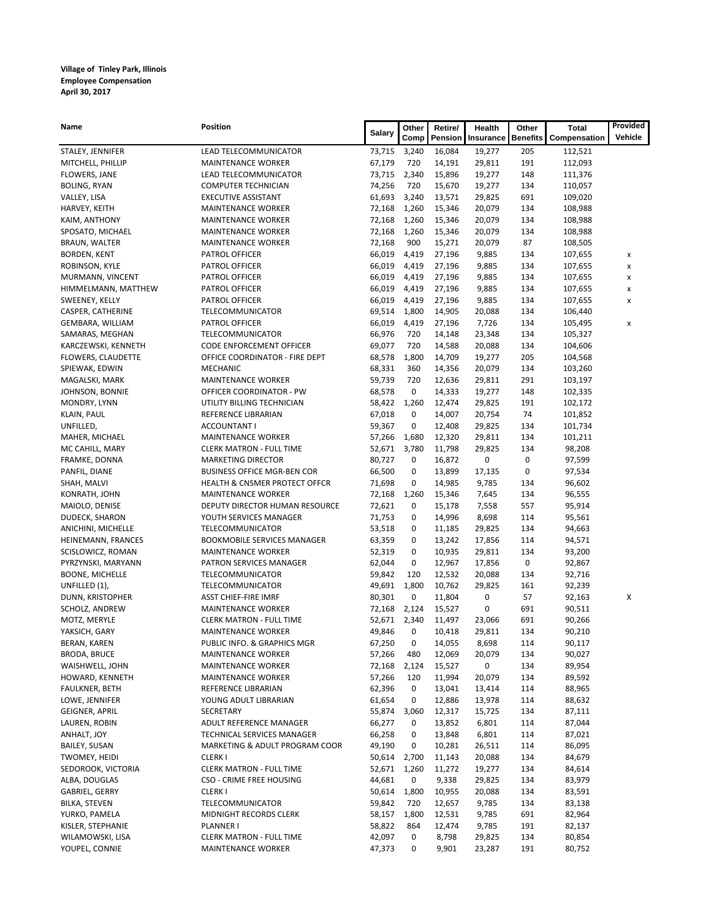**Village of Tinley Park, Illinois**
**Employee Compensation**
**April 30, 2017**

| Name | Position | Salary | Other Comp | Retire/ Pension | Health Insurance | Other Benefits | Total Compensation | Provided Vehicle |
|---|---|---|---|---|---|---|---|---|
| STALEY, JENNIFER | LEAD TELECOMMUNICATOR | 73,715 | 3,240 | 16,084 | 19,277 | 205 | 112,521 | |
| MITCHELL, PHILLIP | MAINTENANCE WORKER | 67,179 | 720 | 14,191 | 29,811 | 191 | 112,093 | |
| FLOWERS, JANE | LEAD TELECOMMUNICATOR | 73,715 | 2,340 | 15,896 | 19,277 | 148 | 111,376 | |
| BOLING, RYAN | COMPUTER TECHNICIAN | 74,256 | 720 | 15,670 | 19,277 | 134 | 110,057 | |
| VALLEY, LISA | EXECUTIVE ASSISTANT | 61,693 | 3,240 | 13,571 | 29,825 | 691 | 109,020 | |
| HARVEY, KEITH | MAINTENANCE WORKER | 72,168 | 1,260 | 15,346 | 20,079 | 134 | 108,988 | |
| KAIM, ANTHONY | MAINTENANCE WORKER | 72,168 | 1,260 | 15,346 | 20,079 | 134 | 108,988 | |
| SPOSATO, MICHAEL | MAINTENANCE WORKER | 72,168 | 1,260 | 15,346 | 20,079 | 134 | 108,988 | |
| BRAUN, WALTER | MAINTENANCE WORKER | 72,168 | 900 | 15,271 | 20,079 | 87 | 108,505 | |
| BORDEN, KENT | PATROL OFFICER | 66,019 | 4,419 | 27,196 | 9,885 | 134 | 107,655 | x |
| ROBINSON, KYLE | PATROL OFFICER | 66,019 | 4,419 | 27,196 | 9,885 | 134 | 107,655 | x |
| MURMANN, VINCENT | PATROL OFFICER | 66,019 | 4,419 | 27,196 | 9,885 | 134 | 107,655 | x |
| HIMMELMANN, MATTHEW | PATROL OFFICER | 66,019 | 4,419 | 27,196 | 9,885 | 134 | 107,655 | x |
| SWEENEY, KELLY | PATROL OFFICER | 66,019 | 4,419 | 27,196 | 9,885 | 134 | 107,655 | x |
| CASPER, CATHERINE | TELECOMMUNICATOR | 69,514 | 1,800 | 14,905 | 20,088 | 134 | 106,440 | |
| GEMBARA, WILLIAM | PATROL OFFICER | 66,019 | 4,419 | 27,196 | 7,726 | 134 | 105,495 | x |
| SAMARAS, MEGHAN | TELECOMMUNICATOR | 66,976 | 720 | 14,148 | 23,348 | 134 | 105,327 | |
| KARCZEWSKI, KENNETH | CODE ENFORCEMENT OFFICER | 69,077 | 720 | 14,588 | 20,088 | 134 | 104,606 | |
| FLOWERS, CLAUDETTE | OFFICE COORDINATOR - FIRE DEPT | 68,578 | 1,800 | 14,709 | 19,277 | 205 | 104,568 | |
| SPIEWAK, EDWIN | MECHANIC | 68,331 | 360 | 14,356 | 20,079 | 134 | 103,260 | |
| MAGALSKI, MARK | MAINTENANCE WORKER | 59,739 | 720 | 12,636 | 29,811 | 291 | 103,197 | |
| JOHNSON, BONNIE | OFFICER COORDINATOR - PW | 68,578 | 0 | 14,333 | 19,277 | 148 | 102,335 | |
| MONDRY, LYNN | UTILITY BILLING TECHNICIAN | 58,422 | 1,260 | 12,474 | 29,825 | 191 | 102,172 | |
| KLAIN, PAUL | REFERENCE LIBRARIAN | 67,018 | 0 | 14,007 | 20,754 | 74 | 101,852 | |
| UNFILLED, | ACCOUNTANT I | 59,367 | 0 | 12,408 | 29,825 | 134 | 101,734 | |
| MAHER, MICHAEL | MAINTENANCE WORKER | 57,266 | 1,680 | 12,320 | 29,811 | 134 | 101,211 | |
| MC CAHILL, MARY | CLERK MATRON - FULL TIME | 52,671 | 3,780 | 11,798 | 29,825 | 134 | 98,208 | |
| FRAMKE, DONNA | MARKETING DIRECTOR | 80,727 | 0 | 16,872 | 0 | 0 | 97,599 | |
| PANFIL, DIANE | BUSINESS OFFICE MGR-BEN COR | 66,500 | 0 | 13,899 | 17,135 | 0 | 97,534 | |
| SHAH, MALVI | HEALTH & CNSMER PROTECT OFFCR | 71,698 | 0 | 14,985 | 9,785 | 134 | 96,602 | |
| KONRATH, JOHN | MAINTENANCE WORKER | 72,168 | 1,260 | 15,346 | 7,645 | 134 | 96,555 | |
| MAIOLO, DENISE | DEPUTY DIRECTOR HUMAN RESOURCE | 72,621 | 0 | 15,178 | 7,558 | 557 | 95,914 | |
| DUDECK, SHARON | YOUTH SERVICES MANAGER | 71,753 | 0 | 14,996 | 8,698 | 114 | 95,561 | |
| ANICHINI, MICHELLE | TELECOMMUNICATOR | 53,518 | 0 | 11,185 | 29,825 | 134 | 94,663 | |
| HEINEMANN, FRANCES | BOOKMOBILE SERVICES MANAGER | 63,359 | 0 | 13,242 | 17,856 | 114 | 94,571 | |
| SCISLOWICZ, ROMAN | MAINTENANCE WORKER | 52,319 | 0 | 10,935 | 29,811 | 134 | 93,200 | |
| PYRZYNSKI, MARYANN | PATRON SERVICES MANAGER | 62,044 | 0 | 12,967 | 17,856 | 0 | 92,867 | |
| BOONE, MICHELLE | TELECOMMUNICATOR | 59,842 | 120 | 12,532 | 20,088 | 134 | 92,716 | |
| UNFILLED (1), | TELECOMMUNICATOR | 49,691 | 1,800 | 10,762 | 29,825 | 161 | 92,239 | |
| DUNN, KRISTOPHER | ASST CHIEF-FIRE IMRF | 80,301 | 0 | 11,804 | 0 | 57 | 92,163 | X |
| SCHOLZ, ANDREW | MAINTENANCE WORKER | 72,168 | 2,124 | 15,527 | 0 | 691 | 90,511 | |
| MOTZ, MERYLE | CLERK MATRON - FULL TIME | 52,671 | 2,340 | 11,497 | 23,066 | 691 | 90,266 | |
| YAKSICH, GARY | MAINTENANCE WORKER | 49,846 | 0 | 10,418 | 29,811 | 134 | 90,210 | |
| BERAN, KAREN | PUBLIC INFO. & GRAPHICS MGR | 67,250 | 0 | 14,055 | 8,698 | 114 | 90,117 | |
| BRODA, BRUCE | MAINTENANCE WORKER | 57,266 | 480 | 12,069 | 20,079 | 134 | 90,027 | |
| WAISHWELL, JOHN | MAINTENANCE WORKER | 72,168 | 2,124 | 15,527 | 0 | 134 | 89,954 | |
| HOWARD, KENNETH | MAINTENANCE WORKER | 57,266 | 120 | 11,994 | 20,079 | 134 | 89,592 | |
| FAULKNER, BETH | REFERENCE LIBRARIAN | 62,396 | 0 | 13,041 | 13,414 | 114 | 88,965 | |
| LOWE, JENNIFER | YOUNG ADULT LIBRARIAN | 61,654 | 0 | 12,886 | 13,978 | 114 | 88,632 | |
| GEIGNER, APRIL | SECRETARY | 55,874 | 3,060 | 12,317 | 15,725 | 134 | 87,111 | |
| LAUREN, ROBIN | ADULT REFERENCE MANAGER | 66,277 | 0 | 13,852 | 6,801 | 114 | 87,044 | |
| ANHALT, JOY | TECHNICAL SERVICES MANAGER | 66,258 | 0 | 13,848 | 6,801 | 114 | 87,021 | |
| BAILEY, SUSAN | MARKETING & ADULT PROGRAM COOR | 49,190 | 0 | 10,281 | 26,511 | 114 | 86,095 | |
| TWOMEY, HEIDI | CLERK I | 50,614 | 2,700 | 11,143 | 20,088 | 134 | 84,679 | |
| SEDOROOK, VICTORIA | CLERK MATRON - FULL TIME | 52,671 | 1,260 | 11,272 | 19,277 | 134 | 84,614 | |
| ALBA, DOUGLAS | CSO - CRIME FREE HOUSING | 44,681 | 0 | 9,338 | 29,825 | 134 | 83,979 | |
| GABRIEL, GERRY | CLERK I | 50,614 | 1,800 | 10,955 | 20,088 | 134 | 83,591 | |
| BILKA, STEVEN | TELECOMMUNICATOR | 59,842 | 720 | 12,657 | 9,785 | 134 | 83,138 | |
| YURKO, PAMELA | MIDNIGHT RECORDS CLERK | 58,157 | 1,800 | 12,531 | 9,785 | 691 | 82,964 | |
| KISLER, STEPHANIE | PLANNER I | 58,822 | 864 | 12,474 | 9,785 | 191 | 82,137 | |
| WILAMOWSKI, LISA | CLERK MATRON - FULL TIME | 42,097 | 0 | 8,798 | 29,825 | 134 | 80,854 | |
| YOUPEL, CONNIE | MAINTENANCE WORKER | 47,373 | 0 | 9,901 | 23,287 | 191 | 80,752 | |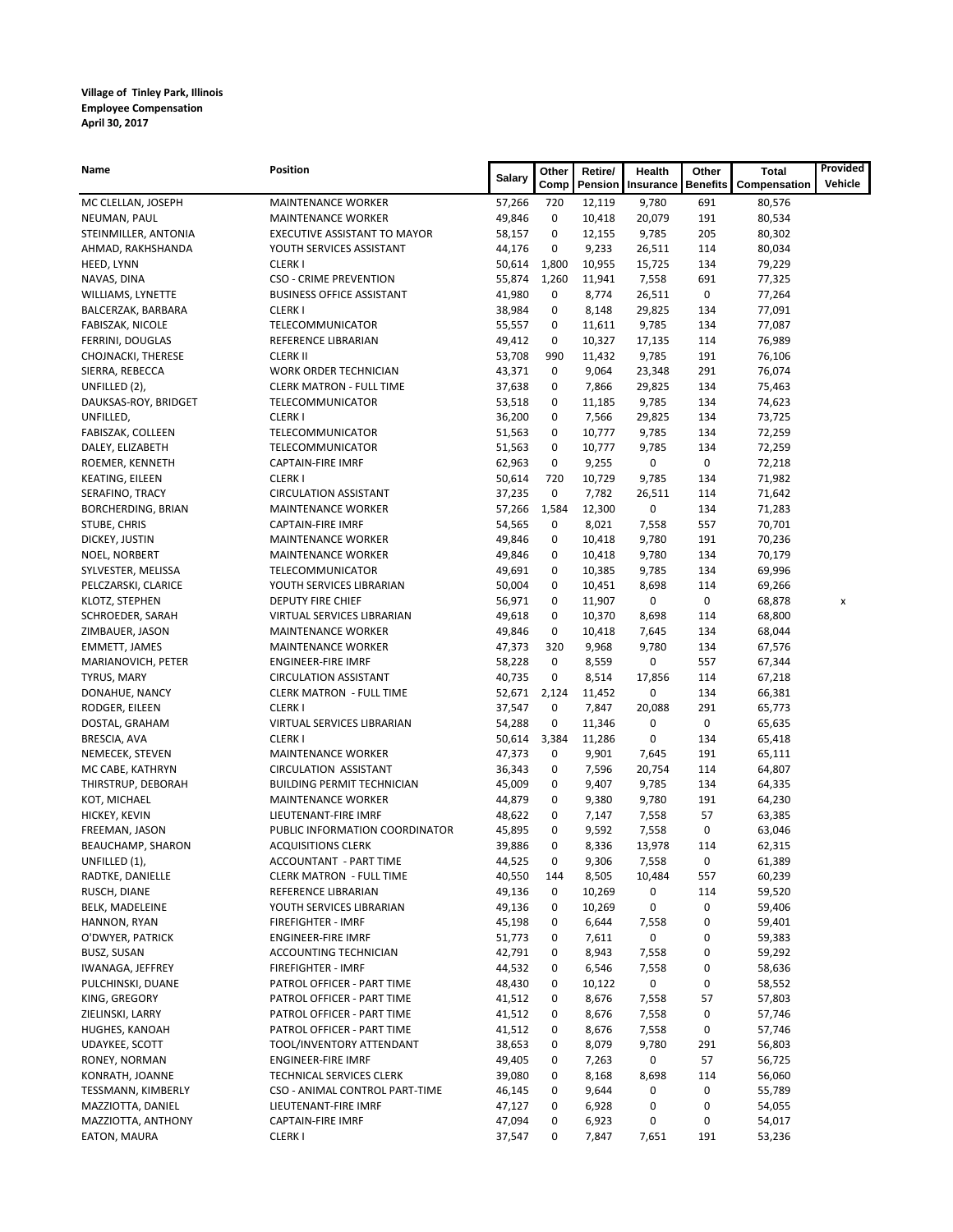**Village of Tinley Park, Illinois**
**Employee Compensation**
**April 30, 2017**

| Name | Position | Salary | Other Comp | Retire/ Pension | Health Insurance | Other Benefits | Total Compensation | Provided Vehicle |
|---|---|---|---|---|---|---|---|---|
| MC CLELLAN, JOSEPH | MAINTENANCE WORKER | 57,266 | 720 | 12,119 | 9,780 | 691 | 80,576 | |
| NEUMAN, PAUL | MAINTENANCE WORKER | 49,846 | 0 | 10,418 | 20,079 | 191 | 80,534 | |
| STEINMILLER, ANTONIA | EXECUTIVE ASSISTANT TO MAYOR | 58,157 | 0 | 12,155 | 9,785 | 205 | 80,302 | |
| AHMAD, RAKHSHANDA | YOUTH SERVICES ASSISTANT | 44,176 | 0 | 9,233 | 26,511 | 114 | 80,034 | |
| HEED, LYNN | CLERK I | 50,614 | 1,800 | 10,955 | 15,725 | 134 | 79,229 | |
| NAVAS, DINA | CSO - CRIME PREVENTION | 55,874 | 1,260 | 11,941 | 7,558 | 691 | 77,325 | |
| WILLIAMS, LYNETTE | BUSINESS OFFICE ASSISTANT | 41,980 | 0 | 8,774 | 26,511 | 0 | 77,264 | |
| BALCERZAK, BARBARA | CLERK I | 38,984 | 0 | 8,148 | 29,825 | 134 | 77,091 | |
| FABISZAK, NICOLE | TELECOMMUNICATOR | 55,557 | 0 | 11,611 | 9,785 | 134 | 77,087 | |
| FERRINI, DOUGLAS | REFERENCE LIBRARIAN | 49,412 | 0 | 10,327 | 17,135 | 114 | 76,989 | |
| CHOJNACKI, THERESE | CLERK II | 53,708 | 990 | 11,432 | 9,785 | 191 | 76,106 | |
| SIERRA, REBECCA | WORK ORDER TECHNICIAN | 43,371 | 0 | 9,064 | 23,348 | 291 | 76,074 | |
| UNFILLED (2), | CLERK MATRON - FULL TIME | 37,638 | 0 | 7,866 | 29,825 | 134 | 75,463 | |
| DAUKSAS-ROY, BRIDGET | TELECOMMUNICATOR | 53,518 | 0 | 11,185 | 9,785 | 134 | 74,623 | |
| UNFILLED, | CLERK I | 36,200 | 0 | 7,566 | 29,825 | 134 | 73,725 | |
| FABISZAK, COLLEEN | TELECOMMUNICATOR | 51,563 | 0 | 10,777 | 9,785 | 134 | 72,259 | |
| DALEY, ELIZABETH | TELECOMMUNICATOR | 51,563 | 0 | 10,777 | 9,785 | 134 | 72,259 | |
| ROEMER, KENNETH | CAPTAIN-FIRE IMRF | 62,963 | 0 | 9,255 | 0 | 0 | 72,218 | |
| KEATING, EILEEN | CLERK I | 50,614 | 720 | 10,729 | 9,785 | 134 | 71,982 | |
| SERAFINO, TRACY | CIRCULATION ASSISTANT | 37,235 | 0 | 7,782 | 26,511 | 114 | 71,642 | |
| BORCHERDING, BRIAN | MAINTENANCE WORKER | 57,266 | 1,584 | 12,300 | 0 | 134 | 71,283 | |
| STUBE, CHRIS | CAPTAIN-FIRE IMRF | 54,565 | 0 | 8,021 | 7,558 | 557 | 70,701 | |
| DICKEY, JUSTIN | MAINTENANCE WORKER | 49,846 | 0 | 10,418 | 9,780 | 191 | 70,236 | |
| NOEL, NORBERT | MAINTENANCE WORKER | 49,846 | 0 | 10,418 | 9,780 | 134 | 70,179 | |
| SYLVESTER, MELISSA | TELECOMMUNICATOR | 49,691 | 0 | 10,385 | 9,785 | 134 | 69,996 | |
| PELCZARSKI, CLARICE | YOUTH SERVICES LIBRARIAN | 50,004 | 0 | 10,451 | 8,698 | 114 | 69,266 | |
| KLOTZ, STEPHEN | DEPUTY FIRE CHIEF | 56,971 | 0 | 11,907 | 0 | 0 | 68,878 | x |
| SCHROEDER, SARAH | VIRTUAL SERVICES LIBRARIAN | 49,618 | 0 | 10,370 | 8,698 | 114 | 68,800 | |
| ZIMBAUER, JASON | MAINTENANCE WORKER | 49,846 | 0 | 10,418 | 7,645 | 134 | 68,044 | |
| EMMETT, JAMES | MAINTENANCE WORKER | 47,373 | 320 | 9,968 | 9,780 | 134 | 67,576 | |
| MARIANOVICH, PETER | ENGINEER-FIRE IMRF | 58,228 | 0 | 8,559 | 0 | 557 | 67,344 | |
| TYRUS, MARY | CIRCULATION ASSISTANT | 40,735 | 0 | 8,514 | 17,856 | 114 | 67,218 | |
| DONAHUE, NANCY | CLERK MATRON - FULL TIME | 52,671 | 2,124 | 11,452 | 0 | 134 | 66,381 | |
| RODGER, EILEEN | CLERK I | 37,547 | 0 | 7,847 | 20,088 | 291 | 65,773 | |
| DOSTAL, GRAHAM | VIRTUAL SERVICES LIBRARIAN | 54,288 | 0 | 11,346 | 0 | 0 | 65,635 | |
| BRESCIA, AVA | CLERK I | 50,614 | 3,384 | 11,286 | 0 | 134 | 65,418 | |
| NEMECEK, STEVEN | MAINTENANCE WORKER | 47,373 | 0 | 9,901 | 7,645 | 191 | 65,111 | |
| MC CABE, KATHRYN | CIRCULATION ASSISTANT | 36,343 | 0 | 7,596 | 20,754 | 114 | 64,807 | |
| THIRSTRUP, DEBORAH | BUILDING PERMIT TECHNICIAN | 45,009 | 0 | 9,407 | 9,785 | 134 | 64,335 | |
| KOT, MICHAEL | MAINTENANCE WORKER | 44,879 | 0 | 9,380 | 9,780 | 191 | 64,230 | |
| HICKEY, KEVIN | LIEUTENANT-FIRE IMRF | 48,622 | 0 | 7,147 | 7,558 | 57 | 63,385 | |
| FREEMAN, JASON | PUBLIC INFORMATION COORDINATOR | 45,895 | 0 | 9,592 | 7,558 | 0 | 63,046 | |
| BEAUCHAMP, SHARON | ACQUISITIONS CLERK | 39,886 | 0 | 8,336 | 13,978 | 114 | 62,315 | |
| UNFILLED (1), | ACCOUNTANT - PART TIME | 44,525 | 0 | 9,306 | 7,558 | 0 | 61,389 | |
| RADTKE, DANIELLE | CLERK MATRON - FULL TIME | 40,550 | 144 | 8,505 | 10,484 | 557 | 60,239 | |
| RUSCH, DIANE | REFERENCE LIBRARIAN | 49,136 | 0 | 10,269 | 0 | 114 | 59,520 | |
| BELK, MADELEINE | YOUTH SERVICES LIBRARIAN | 49,136 | 0 | 10,269 | 0 | 0 | 59,406 | |
| HANNON, RYAN | FIREFIGHTER - IMRF | 45,198 | 0 | 6,644 | 7,558 | 0 | 59,401 | |
| O'DWYER, PATRICK | ENGINEER-FIRE IMRF | 51,773 | 0 | 7,611 | 0 | 0 | 59,383 | |
| BUSZ, SUSAN | ACCOUNTING TECHNICIAN | 42,791 | 0 | 8,943 | 7,558 | 0 | 59,292 | |
| IWANAGA, JEFFREY | FIREFIGHTER - IMRF | 44,532 | 0 | 6,546 | 7,558 | 0 | 58,636 | |
| PULCHINSKI, DUANE | PATROL OFFICER - PART TIME | 48,430 | 0 | 10,122 | 0 | 0 | 58,552 | |
| KING, GREGORY | PATROL OFFICER - PART TIME | 41,512 | 0 | 8,676 | 7,558 | 57 | 57,803 | |
| ZIELINSKI, LARRY | PATROL OFFICER - PART TIME | 41,512 | 0 | 8,676 | 7,558 | 0 | 57,746 | |
| HUGHES, KANOAH | PATROL OFFICER - PART TIME | 41,512 | 0 | 8,676 | 7,558 | 0 | 57,746 | |
| UDAYKEE, SCOTT | TOOL/INVENTORY ATTENDANT | 38,653 | 0 | 8,079 | 9,780 | 291 | 56,803 | |
| RONEY, NORMAN | ENGINEER-FIRE IMRF | 49,405 | 0 | 7,263 | 0 | 57 | 56,725 | |
| KONRATH, JOANNE | TECHNICAL SERVICES CLERK | 39,080 | 0 | 8,168 | 8,698 | 114 | 56,060 | |
| TESSMANN, KIMBERLY | CSO - ANIMAL CONTROL PART-TIME | 46,145 | 0 | 9,644 | 0 | 0 | 55,789 | |
| MAZZIOTTA, DANIEL | LIEUTENANT-FIRE IMRF | 47,127 | 0 | 6,928 | 0 | 0 | 54,055 | |
| MAZZIOTTA, ANTHONY | CAPTAIN-FIRE IMRF | 47,094 | 0 | 6,923 | 0 | 0 | 54,017 | |
| EATON, MAURA | CLERK I | 37,547 | 0 | 7,847 | 7,651 | 191 | 53,236 | |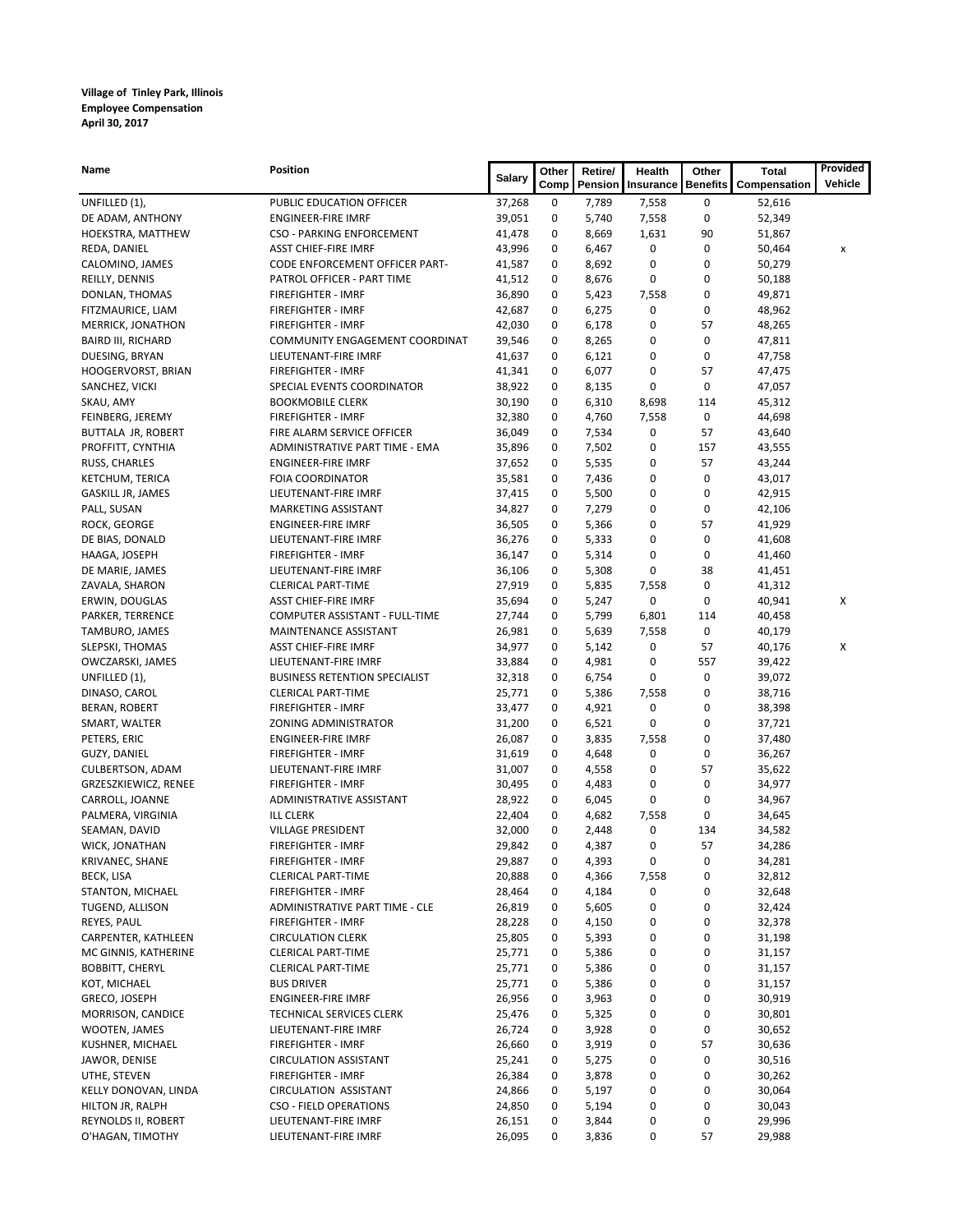**Village of Tinley Park, Illinois**
**Employee Compensation**
**April 30, 2017**

| Name | Position | Salary | Other Comp | Retire/ Pension | Health Insurance | Other Benefits | Total Compensation | Provided Vehicle |
|---|---|---|---|---|---|---|---|---|
| UNFILLED (1), | PUBLIC EDUCATION OFFICER | 37,268 | 0 | 7,789 | 7,558 | 0 | 52,616 | |
| DE ADAM, ANTHONY | ENGINEER-FIRE IMRF | 39,051 | 0 | 5,740 | 7,558 | 0 | 52,349 | |
| HOEKSTRA, MATTHEW | CSO - PARKING ENFORCEMENT | 41,478 | 0 | 8,669 | 1,631 | 90 | 51,867 | |
| REDA, DANIEL | ASST CHIEF-FIRE IMRF | 43,996 | 0 | 6,467 | 0 | 0 | 50,464 | x |
| CALOMINO, JAMES | CODE ENFORCEMENT OFFICER PART- | 41,587 | 0 | 8,692 | 0 | 0 | 50,279 | |
| REILLY, DENNIS | PATROL OFFICER - PART TIME | 41,512 | 0 | 8,676 | 0 | 0 | 50,188 | |
| DONLAN, THOMAS | FIREFIGHTER - IMRF | 36,890 | 0 | 5,423 | 7,558 | 0 | 49,871 | |
| FITZMAURICE, LIAM | FIREFIGHTER - IMRF | 42,687 | 0 | 6,275 | 0 | 0 | 48,962 | |
| MERRICK, JONATHON | FIREFIGHTER - IMRF | 42,030 | 0 | 6,178 | 0 | 57 | 48,265 | |
| BAIRD III, RICHARD | COMMUNITY ENGAGEMENT COORDINAT | 39,546 | 0 | 8,265 | 0 | 0 | 47,811 | |
| DUESING, BRYAN | LIEUTENANT-FIRE IMRF | 41,637 | 0 | 6,121 | 0 | 0 | 47,758 | |
| HOOGERVORST, BRIAN | FIREFIGHTER - IMRF | 41,341 | 0 | 6,077 | 0 | 57 | 47,475 | |
| SANCHEZ, VICKI | SPECIAL EVENTS COORDINATOR | 38,922 | 0 | 8,135 | 0 | 0 | 47,057 | |
| SKAU, AMY | BOOKMOBILE CLERK | 30,190 | 0 | 6,310 | 8,698 | 114 | 45,312 | |
| FEINBERG, JEREMY | FIREFIGHTER - IMRF | 32,380 | 0 | 4,760 | 7,558 | 0 | 44,698 | |
| BUTTALA JR, ROBERT | FIRE ALARM SERVICE OFFICER | 36,049 | 0 | 7,534 | 0 | 57 | 43,640 | |
| PROFFITT, CYNTHIA | ADMINISTRATIVE PART TIME - EMA | 35,896 | 0 | 7,502 | 0 | 157 | 43,555 | |
| RUSS, CHARLES | ENGINEER-FIRE IMRF | 37,652 | 0 | 5,535 | 0 | 57 | 43,244 | |
| KETCHUM, TERICA | FOIA COORDINATOR | 35,581 | 0 | 7,436 | 0 | 0 | 43,017 | |
| GASKILL JR, JAMES | LIEUTENANT-FIRE IMRF | 37,415 | 0 | 5,500 | 0 | 0 | 42,915 | |
| PALL, SUSAN | MARKETING ASSISTANT | 34,827 | 0 | 7,279 | 0 | 0 | 42,106 | |
| ROCK, GEORGE | ENGINEER-FIRE IMRF | 36,505 | 0 | 5,366 | 0 | 57 | 41,929 | |
| DE BIAS, DONALD | LIEUTENANT-FIRE IMRF | 36,276 | 0 | 5,333 | 0 | 0 | 41,608 | |
| HAAGA, JOSEPH | FIREFIGHTER - IMRF | 36,147 | 0 | 5,314 | 0 | 0 | 41,460 | |
| DE MARIE, JAMES | LIEUTENANT-FIRE IMRF | 36,106 | 0 | 5,308 | 0 | 38 | 41,451 | |
| ZAVALA, SHARON | CLERICAL PART-TIME | 27,919 | 0 | 5,835 | 7,558 | 0 | 41,312 | |
| ERWIN, DOUGLAS | ASST CHIEF-FIRE IMRF | 35,694 | 0 | 5,247 | 0 | 0 | 40,941 | X |
| PARKER, TERRENCE | COMPUTER ASSISTANT - FULL-TIME | 27,744 | 0 | 5,799 | 6,801 | 114 | 40,458 | |
| TAMBURO, JAMES | MAINTENANCE ASSISTANT | 26,981 | 0 | 5,639 | 7,558 | 0 | 40,179 | |
| SLEPSKI, THOMAS | ASST CHIEF-FIRE IMRF | 34,977 | 0 | 5,142 | 0 | 57 | 40,176 | X |
| OWCZARSKI, JAMES | LIEUTENANT-FIRE IMRF | 33,884 | 0 | 4,981 | 0 | 557 | 39,422 | |
| UNFILLED (1), | BUSINESS RETENTION SPECIALIST | 32,318 | 0 | 6,754 | 0 | 0 | 39,072 | |
| DINASO, CAROL | CLERICAL PART-TIME | 25,771 | 0 | 5,386 | 7,558 | 0 | 38,716 | |
| BERAN, ROBERT | FIREFIGHTER - IMRF | 33,477 | 0 | 4,921 | 0 | 0 | 38,398 | |
| SMART, WALTER | ZONING ADMINISTRATOR | 31,200 | 0 | 6,521 | 0 | 0 | 37,721 | |
| PETERS, ERIC | ENGINEER-FIRE IMRF | 26,087 | 0 | 3,835 | 7,558 | 0 | 37,480 | |
| GUZY, DANIEL | FIREFIGHTER - IMRF | 31,619 | 0 | 4,648 | 0 | 0 | 36,267 | |
| CULBERTSON, ADAM | LIEUTENANT-FIRE IMRF | 31,007 | 0 | 4,558 | 0 | 57 | 35,622 | |
| GRZESZKIEWICZ, RENEE | FIREFIGHTER - IMRF | 30,495 | 0 | 4,483 | 0 | 0 | 34,977 | |
| CARROLL, JOANNE | ADMINISTRATIVE ASSISTANT | 28,922 | 0 | 6,045 | 0 | 0 | 34,967 | |
| PALMERA, VIRGINIA | ILL CLERK | 22,404 | 0 | 4,682 | 7,558 | 0 | 34,645 | |
| SEAMAN, DAVID | VILLAGE PRESIDENT | 32,000 | 0 | 2,448 | 0 | 134 | 34,582 | |
| WICK, JONATHAN | FIREFIGHTER - IMRF | 29,842 | 0 | 4,387 | 0 | 57 | 34,286 | |
| KRIVANEC, SHANE | FIREFIGHTER - IMRF | 29,887 | 0 | 4,393 | 0 | 0 | 34,281 | |
| BECK, LISA | CLERICAL PART-TIME | 20,888 | 0 | 4,366 | 7,558 | 0 | 32,812 | |
| STANTON, MICHAEL | FIREFIGHTER - IMRF | 28,464 | 0 | 4,184 | 0 | 0 | 32,648 | |
| TUGEND, ALLISON | ADMINISTRATIVE PART TIME - CLE | 26,819 | 0 | 5,605 | 0 | 0 | 32,424 | |
| REYES, PAUL | FIREFIGHTER - IMRF | 28,228 | 0 | 4,150 | 0 | 0 | 32,378 | |
| CARPENTER, KATHLEEN | CIRCULATION CLERK | 25,805 | 0 | 5,393 | 0 | 0 | 31,198 | |
| MC GINNIS, KATHERINE | CLERICAL PART-TIME | 25,771 | 0 | 5,386 | 0 | 0 | 31,157 | |
| BOBBITT, CHERYL | CLERICAL PART-TIME | 25,771 | 0 | 5,386 | 0 | 0 | 31,157 | |
| KOT, MICHAEL | BUS DRIVER | 25,771 | 0 | 5,386 | 0 | 0 | 31,157 | |
| GRECO, JOSEPH | ENGINEER-FIRE IMRF | 26,956 | 0 | 3,963 | 0 | 0 | 30,919 | |
| MORRISON, CANDICE | TECHNICAL SERVICES CLERK | 25,476 | 0 | 5,325 | 0 | 0 | 30,801 | |
| WOOTEN, JAMES | LIEUTENANT-FIRE IMRF | 26,724 | 0 | 3,928 | 0 | 0 | 30,652 | |
| KUSHNER, MICHAEL | FIREFIGHTER - IMRF | 26,660 | 0 | 3,919 | 0 | 57 | 30,636 | |
| JAWOR, DENISE | CIRCULATION ASSISTANT | 25,241 | 0 | 5,275 | 0 | 0 | 30,516 | |
| UTHE, STEVEN | FIREFIGHTER - IMRF | 26,384 | 0 | 3,878 | 0 | 0 | 30,262 | |
| KELLY DONOVAN, LINDA | CIRCULATION ASSISTANT | 24,866 | 0 | 5,197 | 0 | 0 | 30,064 | |
| HILTON JR, RALPH | CSO - FIELD OPERATIONS | 24,850 | 0 | 5,194 | 0 | 0 | 30,043 | |
| REYNOLDS II, ROBERT | LIEUTENANT-FIRE IMRF | 26,151 | 0 | 3,844 | 0 | 0 | 29,996 | |
| O'HAGAN, TIMOTHY | LIEUTENANT-FIRE IMRF | 26,095 | 0 | 3,836 | 0 | 57 | 29,988 | |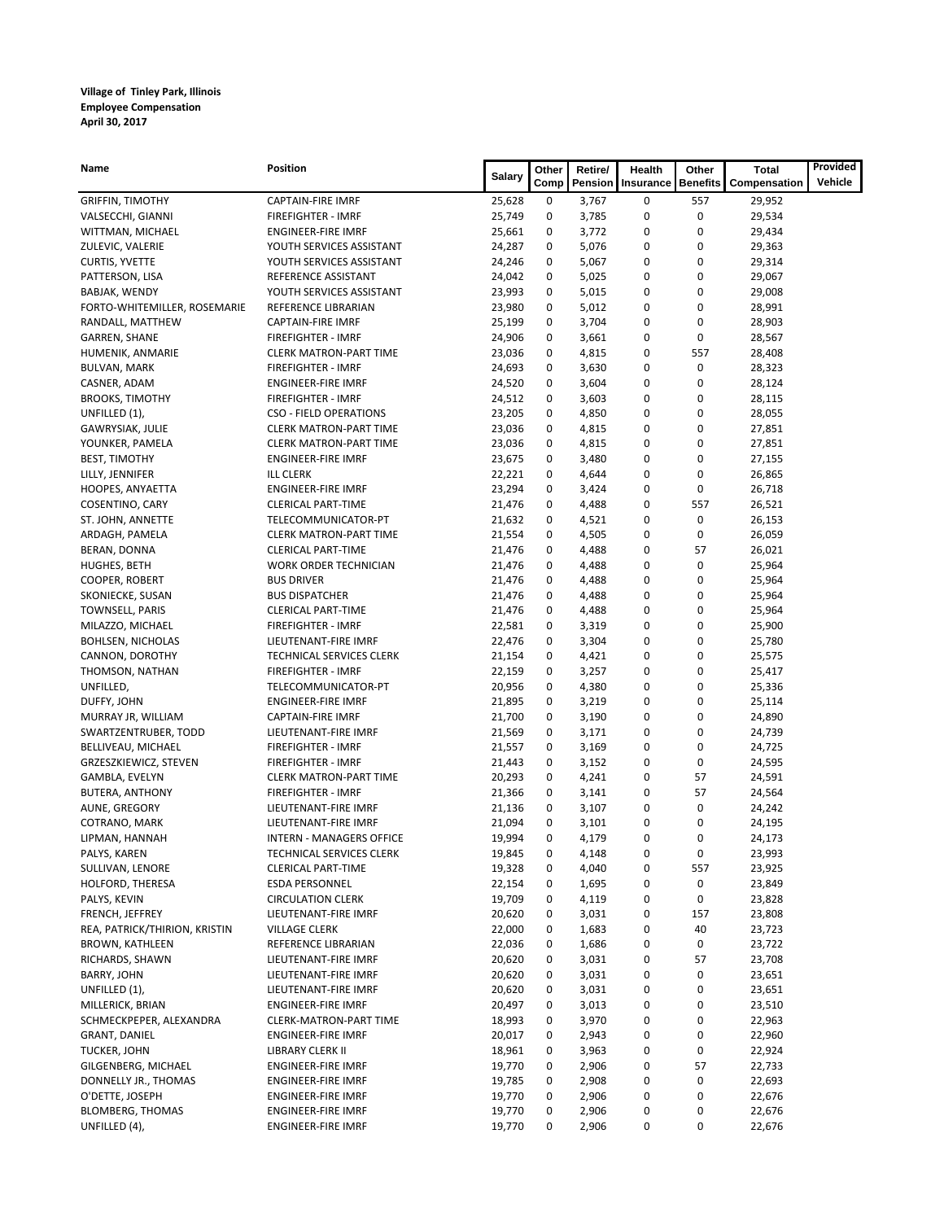**Village of Tinley Park, Illinois**
**Employee Compensation**
**April 30, 2017**

| Name | Position | Salary | Other Comp | Retire/ Pension | Health Insurance | Other Benefits | Total Compensation | Provided Vehicle |
|---|---|---|---|---|---|---|---|---|
| GRIFFIN, TIMOTHY | CAPTAIN-FIRE IMRF | 25,628 | 0 | 3,767 | 0 | 557 | 29,952 | |
| VALSECCHI, GIANNI | FIREFIGHTER - IMRF | 25,749 | 0 | 3,785 | 0 | 0 | 29,534 | |
| WITTMAN, MICHAEL | ENGINEER-FIRE IMRF | 25,661 | 0 | 3,772 | 0 | 0 | 29,434 | |
| ZULEVIC, VALERIE | YOUTH SERVICES ASSISTANT | 24,287 | 0 | 5,076 | 0 | 0 | 29,363 | |
| CURTIS, YVETTE | YOUTH SERVICES ASSISTANT | 24,246 | 0 | 5,067 | 0 | 0 | 29,314 | |
| PATTERSON, LISA | REFERENCE ASSISTANT | 24,042 | 0 | 5,025 | 0 | 0 | 29,067 | |
| BABJAK, WENDY | YOUTH SERVICES ASSISTANT | 23,993 | 0 | 5,015 | 0 | 0 | 29,008 | |
| FORTO-WHITEMILLER, ROSEMARIE | REFERENCE LIBRARIAN | 23,980 | 0 | 5,012 | 0 | 0 | 28,991 | |
| RANDALL, MATTHEW | CAPTAIN-FIRE IMRF | 25,199 | 0 | 3,704 | 0 | 0 | 28,903 | |
| GARREN, SHANE | FIREFIGHTER - IMRF | 24,906 | 0 | 3,661 | 0 | 0 | 28,567 | |
| HUMENIK, ANMARIE | CLERK MATRON-PART TIME | 23,036 | 0 | 4,815 | 0 | 557 | 28,408 | |
| BULVAN, MARK | FIREFIGHTER - IMRF | 24,693 | 0 | 3,630 | 0 | 0 | 28,323 | |
| CASNER, ADAM | ENGINEER-FIRE IMRF | 24,520 | 0 | 3,604 | 0 | 0 | 28,124 | |
| BROOKS, TIMOTHY | FIREFIGHTER - IMRF | 24,512 | 0 | 3,603 | 0 | 0 | 28,115 | |
| UNFILLED (1), | CSO - FIELD OPERATIONS | 23,205 | 0 | 4,850 | 0 | 0 | 28,055 | |
| GAWRYSIAK, JULIE | CLERK MATRON-PART TIME | 23,036 | 0 | 4,815 | 0 | 0 | 27,851 | |
| YOUNKER, PAMELA | CLERK MATRON-PART TIME | 23,036 | 0 | 4,815 | 0 | 0 | 27,851 | |
| BEST, TIMOTHY | ENGINEER-FIRE IMRF | 23,675 | 0 | 3,480 | 0 | 0 | 27,155 | |
| LILLY, JENNIFER | ILL CLERK | 22,221 | 0 | 4,644 | 0 | 0 | 26,865 | |
| HOOPES, ANYAETTA | ENGINEER-FIRE IMRF | 23,294 | 0 | 3,424 | 0 | 0 | 26,718 | |
| COSENTINO, CARY | CLERICAL PART-TIME | 21,476 | 0 | 4,488 | 0 | 557 | 26,521 | |
| ST. JOHN, ANNETTE | TELECOMMUNICATOR-PT | 21,632 | 0 | 4,521 | 0 | 0 | 26,153 | |
| ARDAGH, PAMELA | CLERK MATRON-PART TIME | 21,554 | 0 | 4,505 | 0 | 0 | 26,059 | |
| BERAN, DONNA | CLERICAL PART-TIME | 21,476 | 0 | 4,488 | 0 | 57 | 26,021 | |
| HUGHES, BETH | WORK ORDER TECHNICIAN | 21,476 | 0 | 4,488 | 0 | 0 | 25,964 | |
| COOPER, ROBERT | BUS DRIVER | 21,476 | 0 | 4,488 | 0 | 0 | 25,964 | |
| SKONIECKE, SUSAN | BUS DISPATCHER | 21,476 | 0 | 4,488 | 0 | 0 | 25,964 | |
| TOWNSELL, PARIS | CLERICAL PART-TIME | 21,476 | 0 | 4,488 | 0 | 0 | 25,964 | |
| MILAZZO, MICHAEL | FIREFIGHTER - IMRF | 22,581 | 0 | 3,319 | 0 | 0 | 25,900 | |
| BOHLSEN, NICHOLAS | LIEUTENANT-FIRE IMRF | 22,476 | 0 | 3,304 | 0 | 0 | 25,780 | |
| CANNON, DOROTHY | TECHNICAL SERVICES CLERK | 21,154 | 0 | 4,421 | 0 | 0 | 25,575 | |
| THOMSON, NATHAN | FIREFIGHTER - IMRF | 22,159 | 0 | 3,257 | 0 | 0 | 25,417 | |
| UNFILLED, | TELECOMMUNICATOR-PT | 20,956 | 0 | 4,380 | 0 | 0 | 25,336 | |
| DUFFY, JOHN | ENGINEER-FIRE IMRF | 21,895 | 0 | 3,219 | 0 | 0 | 25,114 | |
| MURRAY JR, WILLIAM | CAPTAIN-FIRE IMRF | 21,700 | 0 | 3,190 | 0 | 0 | 24,890 | |
| SWARTZENTRUBER, TODD | LIEUTENANT-FIRE IMRF | 21,569 | 0 | 3,171 | 0 | 0 | 24,739 | |
| BELLIVEAU, MICHAEL | FIREFIGHTER - IMRF | 21,557 | 0 | 3,169 | 0 | 0 | 24,725 | |
| GRZESZKIEWICZ, STEVEN | FIREFIGHTER - IMRF | 21,443 | 0 | 3,152 | 0 | 0 | 24,595 | |
| GAMBLA, EVELYN | CLERK MATRON-PART TIME | 20,293 | 0 | 4,241 | 0 | 57 | 24,591 | |
| BUTERA, ANTHONY | FIREFIGHTER - IMRF | 21,366 | 0 | 3,141 | 0 | 57 | 24,564 | |
| AUNE, GREGORY | LIEUTENANT-FIRE IMRF | 21,136 | 0 | 3,107 | 0 | 0 | 24,242 | |
| COTRANO, MARK | LIEUTENANT-FIRE IMRF | 21,094 | 0 | 3,101 | 0 | 0 | 24,195 | |
| LIPMAN, HANNAH | INTERN - MANAGERS OFFICE | 19,994 | 0 | 4,179 | 0 | 0 | 24,173 | |
| PALYS, KAREN | TECHNICAL SERVICES CLERK | 19,845 | 0 | 4,148 | 0 | 0 | 23,993 | |
| SULLIVAN, LENORE | CLERICAL PART-TIME | 19,328 | 0 | 4,040 | 0 | 557 | 23,925 | |
| HOLFORD, THERESA | ESDA PERSONNEL | 22,154 | 0 | 1,695 | 0 | 0 | 23,849 | |
| PALYS, KEVIN | CIRCULATION CLERK | 19,709 | 0 | 4,119 | 0 | 0 | 23,828 | |
| FRENCH, JEFFREY | LIEUTENANT-FIRE IMRF | 20,620 | 0 | 3,031 | 0 | 157 | 23,808 | |
| REA, PATRICK/THIRION, KRISTIN | VILLAGE CLERK | 22,000 | 0 | 1,683 | 0 | 40 | 23,723 | |
| BROWN, KATHLEEN | REFERENCE LIBRARIAN | 22,036 | 0 | 1,686 | 0 | 0 | 23,722 | |
| RICHARDS, SHAWN | LIEUTENANT-FIRE IMRF | 20,620 | 0 | 3,031 | 0 | 57 | 23,708 | |
| BARRY, JOHN | LIEUTENANT-FIRE IMRF | 20,620 | 0 | 3,031 | 0 | 0 | 23,651 | |
| UNFILLED (1), | LIEUTENANT-FIRE IMRF | 20,620 | 0 | 3,031 | 0 | 0 | 23,651 | |
| MILLERICK, BRIAN | ENGINEER-FIRE IMRF | 20,497 | 0 | 3,013 | 0 | 0 | 23,510 | |
| SCHMECKPEPER, ALEXANDRA | CLERK-MATRON-PART TIME | 18,993 | 0 | 3,970 | 0 | 0 | 22,963 | |
| GRANT, DANIEL | ENGINEER-FIRE IMRF | 20,017 | 0 | 2,943 | 0 | 0 | 22,960 | |
| TUCKER, JOHN | LIBRARY CLERK II | 18,961 | 0 | 3,963 | 0 | 0 | 22,924 | |
| GILGENBERG, MICHAEL | ENGINEER-FIRE IMRF | 19,770 | 0 | 2,906 | 0 | 57 | 22,733 | |
| DONNELLY JR., THOMAS | ENGINEER-FIRE IMRF | 19,785 | 0 | 2,908 | 0 | 0 | 22,693 | |
| O'DETTE, JOSEPH | ENGINEER-FIRE IMRF | 19,770 | 0 | 2,906 | 0 | 0 | 22,676 | |
| BLOMBERG, THOMAS | ENGINEER-FIRE IMRF | 19,770 | 0 | 2,906 | 0 | 0 | 22,676 | |
| UNFILLED (4), | ENGINEER-FIRE IMRF | 19,770 | 0 | 2,906 | 0 | 0 | 22,676 | |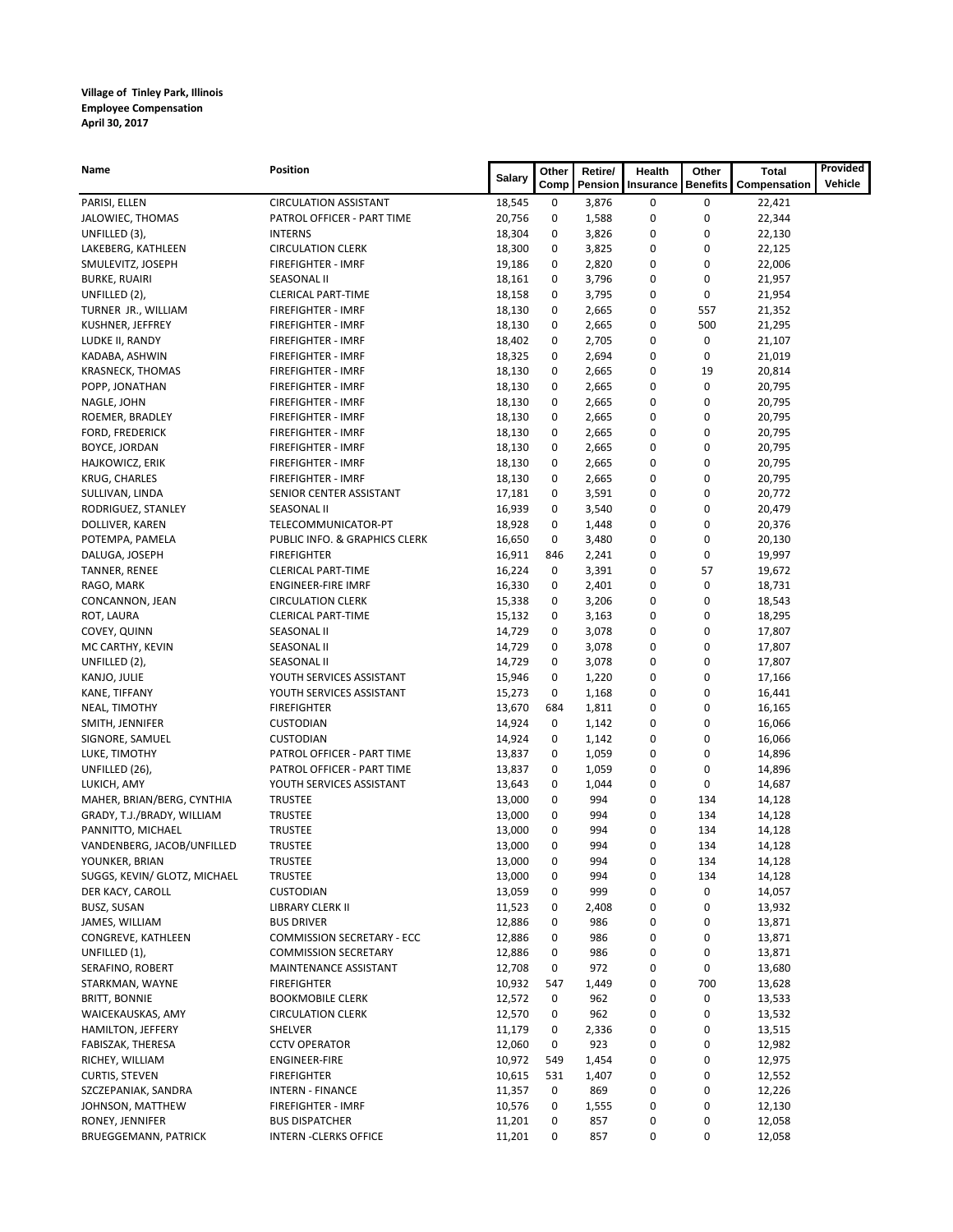**Village of Tinley Park, Illinois**
**Employee Compensation**
**April 30, 2017**

| Name | Position | Salary | Other Comp | Retire/ Pension | Health Insurance | Other Benefits | Total Compensation | Provided Vehicle |
|---|---|---|---|---|---|---|---|---|
| PARISI, ELLEN | CIRCULATION ASSISTANT | 18,545 | 0 | 3,876 | 0 | 0 | 22,421 | |
| JALOWIEC, THOMAS | PATROL OFFICER - PART TIME | 20,756 | 0 | 1,588 | 0 | 0 | 22,344 | |
| UNFILLED (3), | INTERNS | 18,304 | 0 | 3,826 | 0 | 0 | 22,130 | |
| LAKEBERG, KATHLEEN | CIRCULATION CLERK | 18,300 | 0 | 3,825 | 0 | 0 | 22,125 | |
| SMULEVITZ, JOSEPH | FIREFIGHTER - IMRF | 19,186 | 0 | 2,820 | 0 | 0 | 22,006 | |
| BURKE, RUAIRI | SEASONAL II | 18,161 | 0 | 3,796 | 0 | 0 | 21,957 | |
| UNFILLED (2), | CLERICAL PART-TIME | 18,158 | 0 | 3,795 | 0 | 0 | 21,954 | |
| TURNER JR., WILLIAM | FIREFIGHTER - IMRF | 18,130 | 0 | 2,665 | 0 | 557 | 21,352 | |
| KUSHNER, JEFFREY | FIREFIGHTER - IMRF | 18,130 | 0 | 2,665 | 0 | 500 | 21,295 | |
| LUDKE II, RANDY | FIREFIGHTER - IMRF | 18,402 | 0 | 2,705 | 0 | 0 | 21,107 | |
| KADABA, ASHWIN | FIREFIGHTER - IMRF | 18,325 | 0 | 2,694 | 0 | 0 | 21,019 | |
| KRASNECK, THOMAS | FIREFIGHTER - IMRF | 18,130 | 0 | 2,665 | 0 | 19 | 20,814 | |
| POPP, JONATHAN | FIREFIGHTER - IMRF | 18,130 | 0 | 2,665 | 0 | 0 | 20,795 | |
| NAGLE, JOHN | FIREFIGHTER - IMRF | 18,130 | 0 | 2,665 | 0 | 0 | 20,795 | |
| ROEMER, BRADLEY | FIREFIGHTER - IMRF | 18,130 | 0 | 2,665 | 0 | 0 | 20,795 | |
| FORD, FREDERICK | FIREFIGHTER - IMRF | 18,130 | 0 | 2,665 | 0 | 0 | 20,795 | |
| BOYCE, JORDAN | FIREFIGHTER - IMRF | 18,130 | 0 | 2,665 | 0 | 0 | 20,795 | |
| HAJKOWICZ, ERIK | FIREFIGHTER - IMRF | 18,130 | 0 | 2,665 | 0 | 0 | 20,795 | |
| KRUG, CHARLES | FIREFIGHTER - IMRF | 18,130 | 0 | 2,665 | 0 | 0 | 20,795 | |
| SULLIVAN, LINDA | SENIOR CENTER ASSISTANT | 17,181 | 0 | 3,591 | 0 | 0 | 20,772 | |
| RODRIGUEZ, STANLEY | SEASONAL II | 16,939 | 0 | 3,540 | 0 | 0 | 20,479 | |
| DOLLIVER, KAREN | TELECOMMUNICATOR-PT | 18,928 | 0 | 1,448 | 0 | 0 | 20,376 | |
| POTEMPA, PAMELA | PUBLIC INFO. & GRAPHICS CLERK | 16,650 | 0 | 3,480 | 0 | 0 | 20,130 | |
| DALUGA, JOSEPH | FIREFIGHTER | 16,911 | 846 | 2,241 | 0 | 0 | 19,997 | |
| TANNER, RENEE | CLERICAL PART-TIME | 16,224 | 0 | 3,391 | 0 | 57 | 19,672 | |
| RAGO, MARK | ENGINEER-FIRE IMRF | 16,330 | 0 | 2,401 | 0 | 0 | 18,731 | |
| CONCANNON, JEAN | CIRCULATION CLERK | 15,338 | 0 | 3,206 | 0 | 0 | 18,543 | |
| ROT, LAURA | CLERICAL PART-TIME | 15,132 | 0 | 3,163 | 0 | 0 | 18,295 | |
| COVEY, QUINN | SEASONAL II | 14,729 | 0 | 3,078 | 0 | 0 | 17,807 | |
| MC CARTHY, KEVIN | SEASONAL II | 14,729 | 0 | 3,078 | 0 | 0 | 17,807 | |
| UNFILLED (2), | SEASONAL II | 14,729 | 0 | 3,078 | 0 | 0 | 17,807 | |
| KANJO, JULIE | YOUTH SERVICES ASSISTANT | 15,946 | 0 | 1,220 | 0 | 0 | 17,166 | |
| KANE, TIFFANY | YOUTH SERVICES ASSISTANT | 15,273 | 0 | 1,168 | 0 | 0 | 16,441 | |
| NEAL, TIMOTHY | FIREFIGHTER | 13,670 | 684 | 1,811 | 0 | 0 | 16,165 | |
| SMITH, JENNIFER | CUSTODIAN | 14,924 | 0 | 1,142 | 0 | 0 | 16,066 | |
| SIGNORE, SAMUEL | CUSTODIAN | 14,924 | 0 | 1,142 | 0 | 0 | 16,066 | |
| LUKE, TIMOTHY | PATROL OFFICER - PART TIME | 13,837 | 0 | 1,059 | 0 | 0 | 14,896 | |
| UNFILLED (26), | PATROL OFFICER - PART TIME | 13,837 | 0 | 1,059 | 0 | 0 | 14,896 | |
| LUKICH, AMY | YOUTH SERVICES ASSISTANT | 13,643 | 0 | 1,044 | 0 | 0 | 14,687 | |
| MAHER, BRIAN/BERG, CYNTHIA | TRUSTEE | 13,000 | 0 | 994 | 0 | 134 | 14,128 | |
| GRADY, T.J./BRADY, WILLIAM | TRUSTEE | 13,000 | 0 | 994 | 0 | 134 | 14,128 | |
| PANNITTO, MICHAEL | TRUSTEE | 13,000 | 0 | 994 | 0 | 134 | 14,128 | |
| VANDENBERG, JACOB/UNFILLED | TRUSTEE | 13,000 | 0 | 994 | 0 | 134 | 14,128 | |
| YOUNKER, BRIAN | TRUSTEE | 13,000 | 0 | 994 | 0 | 134 | 14,128 | |
| SUGGS, KEVIN/ GLOTZ, MICHAEL | TRUSTEE | 13,000 | 0 | 994 | 0 | 134 | 14,128 | |
| DER KACY, CAROLL | CUSTODIAN | 13,059 | 0 | 999 | 0 | 0 | 14,057 | |
| BUSZ, SUSAN | LIBRARY CLERK II | 11,523 | 0 | 2,408 | 0 | 0 | 13,932 | |
| JAMES, WILLIAM | BUS DRIVER | 12,886 | 0 | 986 | 0 | 0 | 13,871 | |
| CONGREVE, KATHLEEN | COMMISSION SECRETARY - ECC | 12,886 | 0 | 986 | 0 | 0 | 13,871 | |
| UNFILLED (1), | COMMISSION SECRETARY | 12,886 | 0 | 986 | 0 | 0 | 13,871 | |
| SERAFINO, ROBERT | MAINTENANCE ASSISTANT | 12,708 | 0 | 972 | 0 | 0 | 13,680 | |
| STARKMAN, WAYNE | FIREFIGHTER | 10,932 | 547 | 1,449 | 0 | 700 | 13,628 | |
| BRITT, BONNIE | BOOKMOBILE CLERK | 12,572 | 0 | 962 | 0 | 0 | 13,533 | |
| WAICEKAUSKAS, AMY | CIRCULATION CLERK | 12,570 | 0 | 962 | 0 | 0 | 13,532 | |
| HAMILTON, JEFFERY | SHELVER | 11,179 | 0 | 2,336 | 0 | 0 | 13,515 | |
| FABISZAK, THERESA | CCTV OPERATOR | 12,060 | 0 | 923 | 0 | 0 | 12,982 | |
| RICHEY, WILLIAM | ENGINEER-FIRE | 10,972 | 549 | 1,454 | 0 | 0 | 12,975 | |
| CURTIS, STEVEN | FIREFIGHTER | 10,615 | 531 | 1,407 | 0 | 0 | 12,552 | |
| SZCZEPANIAK, SANDRA | INTERN - FINANCE | 11,357 | 0 | 869 | 0 | 0 | 12,226 | |
| JOHNSON, MATTHEW | FIREFIGHTER - IMRF | 10,576 | 0 | 1,555 | 0 | 0 | 12,130 | |
| RONEY, JENNIFER | BUS DISPATCHER | 11,201 | 0 | 857 | 0 | 0 | 12,058 | |
| BRUEGGEMANN, PATRICK | INTERN -CLERKS OFFICE | 11,201 | 0 | 857 | 0 | 0 | 12,058 | |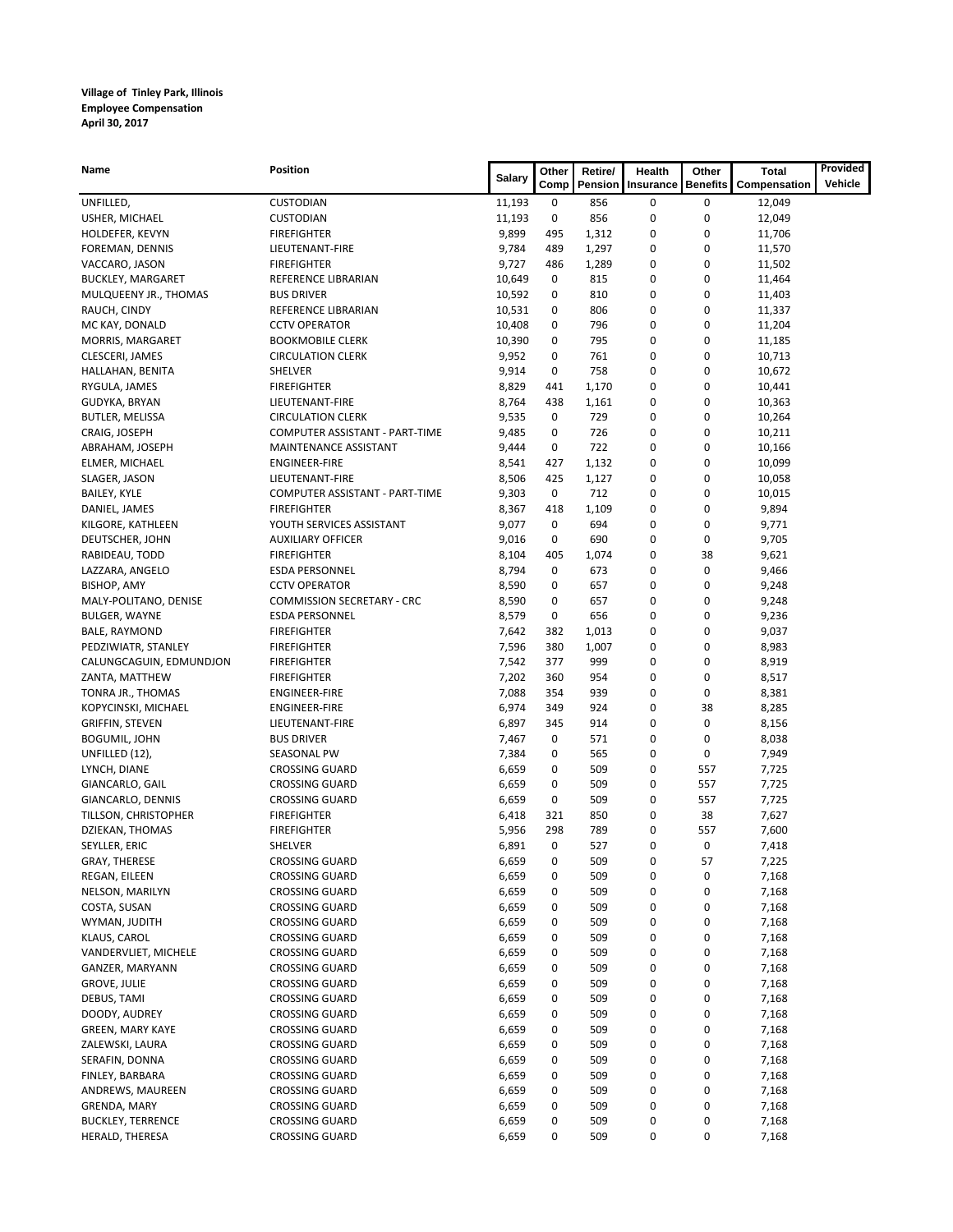**Village of Tinley Park, Illinois**
**Employee Compensation**
**April 30, 2017**

| Name | Position | Salary | Other Comp | Retire/ Pension | Health Insurance | Other Benefits | Total Compensation | Provided Vehicle |
|---|---|---|---|---|---|---|---|---|
| UNFILLED, | CUSTODIAN | 11,193 | 0 | 856 | 0 | 0 | 12,049 | |
| USHER, MICHAEL | CUSTODIAN | 11,193 | 0 | 856 | 0 | 0 | 12,049 | |
| HOLDEFER, KEVYN | FIREFIGHTER | 9,899 | 495 | 1,312 | 0 | 0 | 11,706 | |
| FOREMAN, DENNIS | LIEUTENANT-FIRE | 9,784 | 489 | 1,297 | 0 | 0 | 11,570 | |
| VACCARO, JASON | FIREFIGHTER | 9,727 | 486 | 1,289 | 0 | 0 | 11,502 | |
| BUCKLEY, MARGARET | REFERENCE LIBRARIAN | 10,649 | 0 | 815 | 0 | 0 | 11,464 | |
| MULQUEENY JR., THOMAS | BUS DRIVER | 10,592 | 0 | 810 | 0 | 0 | 11,403 | |
| RAUCH, CINDY | REFERENCE LIBRARIAN | 10,531 | 0 | 806 | 0 | 0 | 11,337 | |
| MC KAY, DONALD | CCTV OPERATOR | 10,408 | 0 | 796 | 0 | 0 | 11,204 | |
| MORRIS, MARGARET | BOOKMOBILE CLERK | 10,390 | 0 | 795 | 0 | 0 | 11,185 | |
| CLESCERI, JAMES | CIRCULATION CLERK | 9,952 | 0 | 761 | 0 | 0 | 10,713 | |
| HALLAHAN, BENITA | SHELVER | 9,914 | 0 | 758 | 0 | 0 | 10,672 | |
| RYGULA, JAMES | FIREFIGHTER | 8,829 | 441 | 1,170 | 0 | 0 | 10,441 | |
| GUDYKA, BRYAN | LIEUTENANT-FIRE | 8,764 | 438 | 1,161 | 0 | 0 | 10,363 | |
| BUTLER, MELISSA | CIRCULATION CLERK | 9,535 | 0 | 729 | 0 | 0 | 10,264 | |
| CRAIG, JOSEPH | COMPUTER ASSISTANT - PART-TIME | 9,485 | 0 | 726 | 0 | 0 | 10,211 | |
| ABRAHAM, JOSEPH | MAINTENANCE ASSISTANT | 9,444 | 0 | 722 | 0 | 0 | 10,166 | |
| ELMER, MICHAEL | ENGINEER-FIRE | 8,541 | 427 | 1,132 | 0 | 0 | 10,099 | |
| SLAGER, JASON | LIEUTENANT-FIRE | 8,506 | 425 | 1,127 | 0 | 0 | 10,058 | |
| BAILEY, KYLE | COMPUTER ASSISTANT - PART-TIME | 9,303 | 0 | 712 | 0 | 0 | 10,015 | |
| DANIEL, JAMES | FIREFIGHTER | 8,367 | 418 | 1,109 | 0 | 0 | 9,894 | |
| KILGORE, KATHLEEN | YOUTH SERVICES ASSISTANT | 9,077 | 0 | 694 | 0 | 0 | 9,771 | |
| DEUTSCHER, JOHN | AUXILIARY OFFICER | 9,016 | 0 | 690 | 0 | 0 | 9,705 | |
| RABIDEAU, TODD | FIREFIGHTER | 8,104 | 405 | 1,074 | 0 | 38 | 9,621 | |
| LAZZARA, ANGELO | ESDA PERSONNEL | 8,794 | 0 | 673 | 0 | 0 | 9,466 | |
| BISHOP, AMY | CCTV OPERATOR | 8,590 | 0 | 657 | 0 | 0 | 9,248 | |
| MALY-POLITANO, DENISE | COMMISSION SECRETARY - CRC | 8,590 | 0 | 657 | 0 | 0 | 9,248 | |
| BULGER, WAYNE | ESDA PERSONNEL | 8,579 | 0 | 656 | 0 | 0 | 9,236 | |
| BALE, RAYMOND | FIREFIGHTER | 7,642 | 382 | 1,013 | 0 | 0 | 9,037 | |
| PEDZIWIATR, STANLEY | FIREFIGHTER | 7,596 | 380 | 1,007 | 0 | 0 | 8,983 | |
| CALUNGCAGUIN, EDMUNDJON | FIREFIGHTER | 7,542 | 377 | 999 | 0 | 0 | 8,919 | |
| ZANTA, MATTHEW | FIREFIGHTER | 7,202 | 360 | 954 | 0 | 0 | 8,517 | |
| TONRA JR., THOMAS | ENGINEER-FIRE | 7,088 | 354 | 939 | 0 | 0 | 8,381 | |
| KOPYCINSKI, MICHAEL | ENGINEER-FIRE | 6,974 | 349 | 924 | 0 | 38 | 8,285 | |
| GRIFFIN, STEVEN | LIEUTENANT-FIRE | 6,897 | 345 | 914 | 0 | 0 | 8,156 | |
| BOGUMIL, JOHN | BUS DRIVER | 7,467 | 0 | 571 | 0 | 0 | 8,038 | |
| UNFILLED (12), | SEASONAL PW | 7,384 | 0 | 565 | 0 | 0 | 7,949 | |
| LYNCH, DIANE | CROSSING GUARD | 6,659 | 0 | 509 | 0 | 557 | 7,725 | |
| GIANCARLO, GAIL | CROSSING GUARD | 6,659 | 0 | 509 | 0 | 557 | 7,725 | |
| GIANCARLO, DENNIS | CROSSING GUARD | 6,659 | 0 | 509 | 0 | 557 | 7,725 | |
| TILLSON, CHRISTOPHER | FIREFIGHTER | 6,418 | 321 | 850 | 0 | 38 | 7,627 | |
| DZIEKAN, THOMAS | FIREFIGHTER | 5,956 | 298 | 789 | 0 | 557 | 7,600 | |
| SEYLLER, ERIC | SHELVER | 6,891 | 0 | 527 | 0 | 0 | 7,418 | |
| GRAY, THERESE | CROSSING GUARD | 6,659 | 0 | 509 | 0 | 57 | 7,225 | |
| REGAN, EILEEN | CROSSING GUARD | 6,659 | 0 | 509 | 0 | 0 | 7,168 | |
| NELSON, MARILYN | CROSSING GUARD | 6,659 | 0 | 509 | 0 | 0 | 7,168 | |
| COSTA, SUSAN | CROSSING GUARD | 6,659 | 0 | 509 | 0 | 0 | 7,168 | |
| WYMAN, JUDITH | CROSSING GUARD | 6,659 | 0 | 509 | 0 | 0 | 7,168 | |
| KLAUS, CAROL | CROSSING GUARD | 6,659 | 0 | 509 | 0 | 0 | 7,168 | |
| VANDERVLIET, MICHELE | CROSSING GUARD | 6,659 | 0 | 509 | 0 | 0 | 7,168 | |
| GANZER, MARYANN | CROSSING GUARD | 6,659 | 0 | 509 | 0 | 0 | 7,168 | |
| GROVE, JULIE | CROSSING GUARD | 6,659 | 0 | 509 | 0 | 0 | 7,168 | |
| DEBUS, TAMI | CROSSING GUARD | 6,659 | 0 | 509 | 0 | 0 | 7,168 | |
| DOODY, AUDREY | CROSSING GUARD | 6,659 | 0 | 509 | 0 | 0 | 7,168 | |
| GREEN, MARY KAYE | CROSSING GUARD | 6,659 | 0 | 509 | 0 | 0 | 7,168 | |
| ZALEWSKI, LAURA | CROSSING GUARD | 6,659 | 0 | 509 | 0 | 0 | 7,168 | |
| SERAFIN, DONNA | CROSSING GUARD | 6,659 | 0 | 509 | 0 | 0 | 7,168 | |
| FINLEY, BARBARA | CROSSING GUARD | 6,659 | 0 | 509 | 0 | 0 | 7,168 | |
| ANDREWS, MAUREEN | CROSSING GUARD | 6,659 | 0 | 509 | 0 | 0 | 7,168 | |
| GRENDA, MARY | CROSSING GUARD | 6,659 | 0 | 509 | 0 | 0 | 7,168 | |
| BUCKLEY, TERRENCE | CROSSING GUARD | 6,659 | 0 | 509 | 0 | 0 | 7,168 | |
| HERALD, THERESA | CROSSING GUARD | 6,659 | 0 | 509 | 0 | 0 | 7,168 | |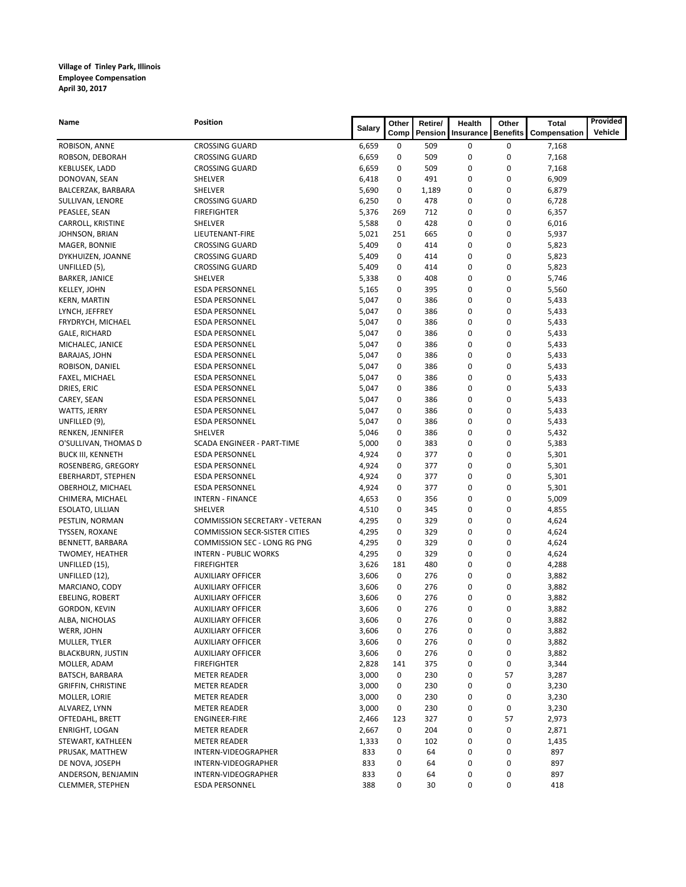**Village of Tinley Park, Illinois**
**Employee Compensation**
**April 30, 2017**

| Name | Position | Salary | Other Comp | Retire/ Pension | Health Insurance | Other Benefits | Total Compensation | Provided Vehicle |
|---|---|---|---|---|---|---|---|---|
| ROBISON, ANNE | CROSSING GUARD | 6,659 | 0 | 509 | 0 | 0 | 7,168 | |
| ROBSON, DEBORAH | CROSSING GUARD | 6,659 | 0 | 509 | 0 | 0 | 7,168 | |
| KEBLUSEK, LADD | CROSSING GUARD | 6,659 | 0 | 509 | 0 | 0 | 7,168 | |
| DONOVAN, SEAN | SHELVER | 6,418 | 0 | 491 | 0 | 0 | 6,909 | |
| BALCERZAK, BARBARA | SHELVER | 5,690 | 0 | 1,189 | 0 | 0 | 6,879 | |
| SULLIVAN, LENORE | CROSSING GUARD | 6,250 | 0 | 478 | 0 | 0 | 6,728 | |
| PEASLEE, SEAN | FIREFIGHTER | 5,376 | 269 | 712 | 0 | 0 | 6,357 | |
| CARROLL, KRISTINE | SHELVER | 5,588 | 0 | 428 | 0 | 0 | 6,016 | |
| JOHNSON, BRIAN | LIEUTENANT-FIRE | 5,021 | 251 | 665 | 0 | 0 | 5,937 | |
| MAGER, BONNIE | CROSSING GUARD | 5,409 | 0 | 414 | 0 | 0 | 5,823 | |
| DYKHUIZEN, JOANNE | CROSSING GUARD | 5,409 | 0 | 414 | 0 | 0 | 5,823 | |
| UNFILLED (5), | CROSSING GUARD | 5,409 | 0 | 414 | 0 | 0 | 5,823 | |
| BARKER, JANICE | SHELVER | 5,338 | 0 | 408 | 0 | 0 | 5,746 | |
| KELLEY, JOHN | ESDA PERSONNEL | 5,165 | 0 | 395 | 0 | 0 | 5,560 | |
| KERN, MARTIN | ESDA PERSONNEL | 5,047 | 0 | 386 | 0 | 0 | 5,433 | |
| LYNCH, JEFFREY | ESDA PERSONNEL | 5,047 | 0 | 386 | 0 | 0 | 5,433 | |
| FRYDRYCH, MICHAEL | ESDA PERSONNEL | 5,047 | 0 | 386 | 0 | 0 | 5,433 | |
| GALE, RICHARD | ESDA PERSONNEL | 5,047 | 0 | 386 | 0 | 0 | 5,433 | |
| MICHALEC, JANICE | ESDA PERSONNEL | 5,047 | 0 | 386 | 0 | 0 | 5,433 | |
| BARAJAS, JOHN | ESDA PERSONNEL | 5,047 | 0 | 386 | 0 | 0 | 5,433 | |
| ROBISON, DANIEL | ESDA PERSONNEL | 5,047 | 0 | 386 | 0 | 0 | 5,433 | |
| FAXEL, MICHAEL | ESDA PERSONNEL | 5,047 | 0 | 386 | 0 | 0 | 5,433 | |
| DRIES, ERIC | ESDA PERSONNEL | 5,047 | 0 | 386 | 0 | 0 | 5,433 | |
| CAREY, SEAN | ESDA PERSONNEL | 5,047 | 0 | 386 | 0 | 0 | 5,433 | |
| WATTS, JERRY | ESDA PERSONNEL | 5,047 | 0 | 386 | 0 | 0 | 5,433 | |
| UNFILLED (9), | ESDA PERSONNEL | 5,047 | 0 | 386 | 0 | 0 | 5,433 | |
| RENKEN, JENNIFER | SHELVER | 5,046 | 0 | 386 | 0 | 0 | 5,432 | |
| O'SULLIVAN, THOMAS D | SCADA ENGINEER - PART-TIME | 5,000 | 0 | 383 | 0 | 0 | 5,383 | |
| BUCK III, KENNETH | ESDA PERSONNEL | 4,924 | 0 | 377 | 0 | 0 | 5,301 | |
| ROSENBERG, GREGORY | ESDA PERSONNEL | 4,924 | 0 | 377 | 0 | 0 | 5,301 | |
| EBERHARDT, STEPHEN | ESDA PERSONNEL | 4,924 | 0 | 377 | 0 | 0 | 5,301 | |
| OBERHOLZ, MICHAEL | ESDA PERSONNEL | 4,924 | 0 | 377 | 0 | 0 | 5,301 | |
| CHIMERA, MICHAEL | INTERN - FINANCE | 4,653 | 0 | 356 | 0 | 0 | 5,009 | |
| ESOLATO, LILLIAN | SHELVER | 4,510 | 0 | 345 | 0 | 0 | 4,855 | |
| PESTLIN, NORMAN | COMMISSION SECRETARY - VETERAN | 4,295 | 0 | 329 | 0 | 0 | 4,624 | |
| TYSSEN, ROXANE | COMMISSION SECR-SISTER CITIES | 4,295 | 0 | 329 | 0 | 0 | 4,624 | |
| BENNETT, BARBARA | COMMISSION SEC - LONG RG PNG | 4,295 | 0 | 329 | 0 | 0 | 4,624 | |
| TWOMEY, HEATHER | INTERN - PUBLIC WORKS | 4,295 | 0 | 329 | 0 | 0 | 4,624 | |
| UNFILLED (15), | FIREFIGHTER | 3,626 | 181 | 480 | 0 | 0 | 4,288 | |
| UNFILLED (12), | AUXILIARY OFFICER | 3,606 | 0 | 276 | 0 | 0 | 3,882 | |
| MARCIANO, CODY | AUXILIARY OFFICER | 3,606 | 0 | 276 | 0 | 0 | 3,882 | |
| EBELING, ROBERT | AUXILIARY OFFICER | 3,606 | 0 | 276 | 0 | 0 | 3,882 | |
| GORDON, KEVIN | AUXILIARY OFFICER | 3,606 | 0 | 276 | 0 | 0 | 3,882 | |
| ALBA, NICHOLAS | AUXILIARY OFFICER | 3,606 | 0 | 276 | 0 | 0 | 3,882 | |
| WERR, JOHN | AUXILIARY OFFICER | 3,606 | 0 | 276 | 0 | 0 | 3,882 | |
| MULLER, TYLER | AUXILIARY OFFICER | 3,606 | 0 | 276 | 0 | 0 | 3,882 | |
| BLACKBURN, JUSTIN | AUXILIARY OFFICER | 3,606 | 0 | 276 | 0 | 0 | 3,882 | |
| MOLLER, ADAM | FIREFIGHTER | 2,828 | 141 | 375 | 0 | 0 | 3,344 | |
| BATSCH, BARBARA | METER READER | 3,000 | 0 | 230 | 0 | 57 | 3,287 | |
| GRIFFIN, CHRISTINE | METER READER | 3,000 | 0 | 230 | 0 | 0 | 3,230 | |
| MOLLER, LORIE | METER READER | 3,000 | 0 | 230 | 0 | 0 | 3,230 | |
| ALVAREZ, LYNN | METER READER | 3,000 | 0 | 230 | 0 | 0 | 3,230 | |
| OFTEDAHL, BRETT | ENGINEER-FIRE | 2,466 | 123 | 327 | 0 | 57 | 2,973 | |
| ENRIGHT, LOGAN | METER READER | 2,667 | 0 | 204 | 0 | 0 | 2,871 | |
| STEWART, KATHLEEN | METER READER | 1,333 | 0 | 102 | 0 | 0 | 1,435 | |
| PRUSAK, MATTHEW | INTERN-VIDEOGRAPHER | 833 | 0 | 64 | 0 | 0 | 897 | |
| DE NOVA, JOSEPH | INTERN-VIDEOGRAPHER | 833 | 0 | 64 | 0 | 0 | 897 | |
| ANDERSON, BENJAMIN | INTERN-VIDEOGRAPHER | 833 | 0 | 64 | 0 | 0 | 897 | |
| CLEMMER, STEPHEN | ESDA PERSONNEL | 388 | 0 | 30 | 0 | 0 | 418 | |